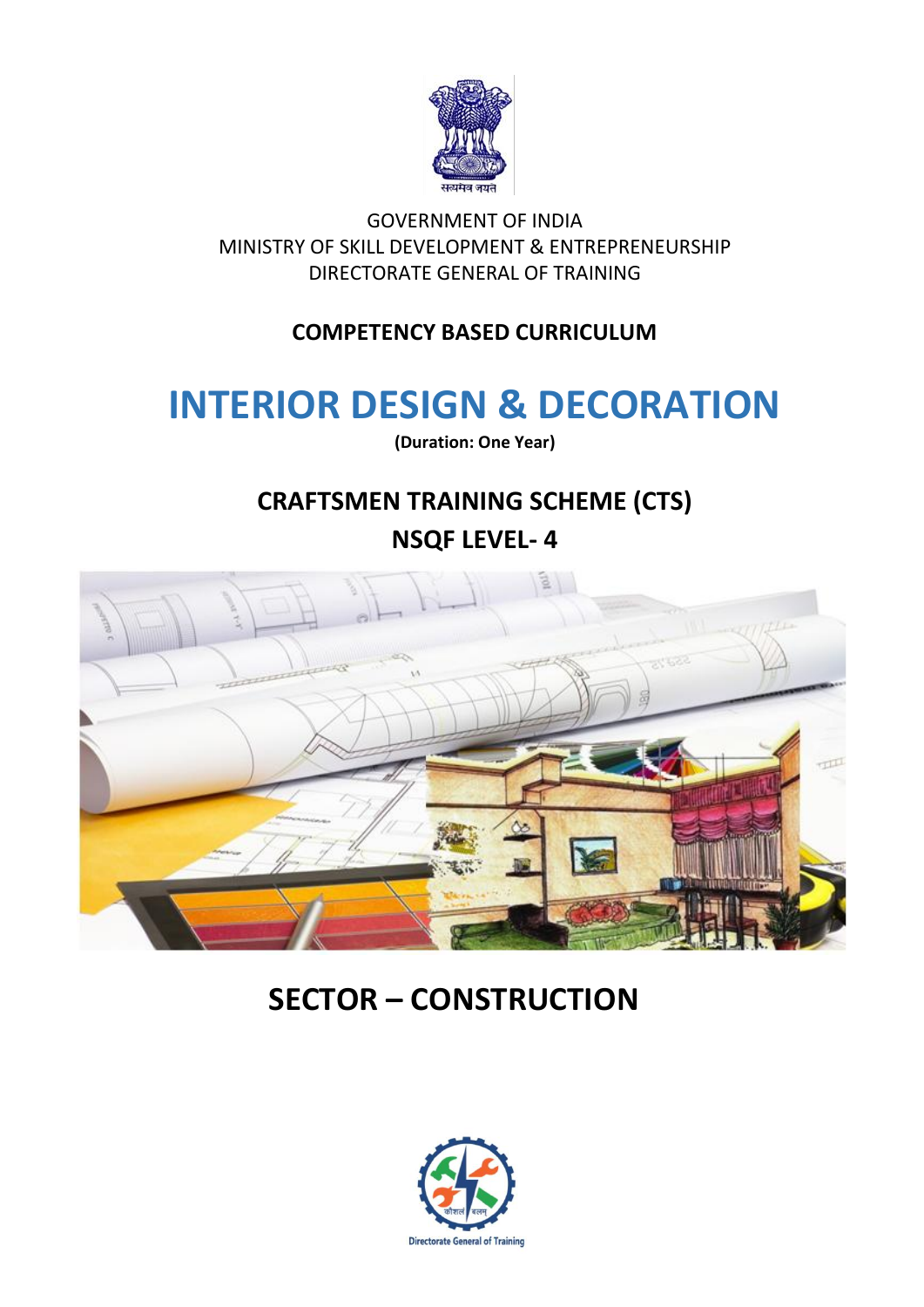GOVERNMENT OF INDIA
MINISTRY OF SKILL DEVELOPMENT & ENTREPRENEURSHIP
DIRECTORATE GENERAL OF TRAINING

**COMPETENCY BASED CURRICULUM**

# INTERIOR DESIGN & DECORATION

**(Duration: One Year)**

## CRAFTSMEN TRAINING SCHEME (CTS)

## NSQF LEVEL- 4

## SECTOR – CONSTRUCTION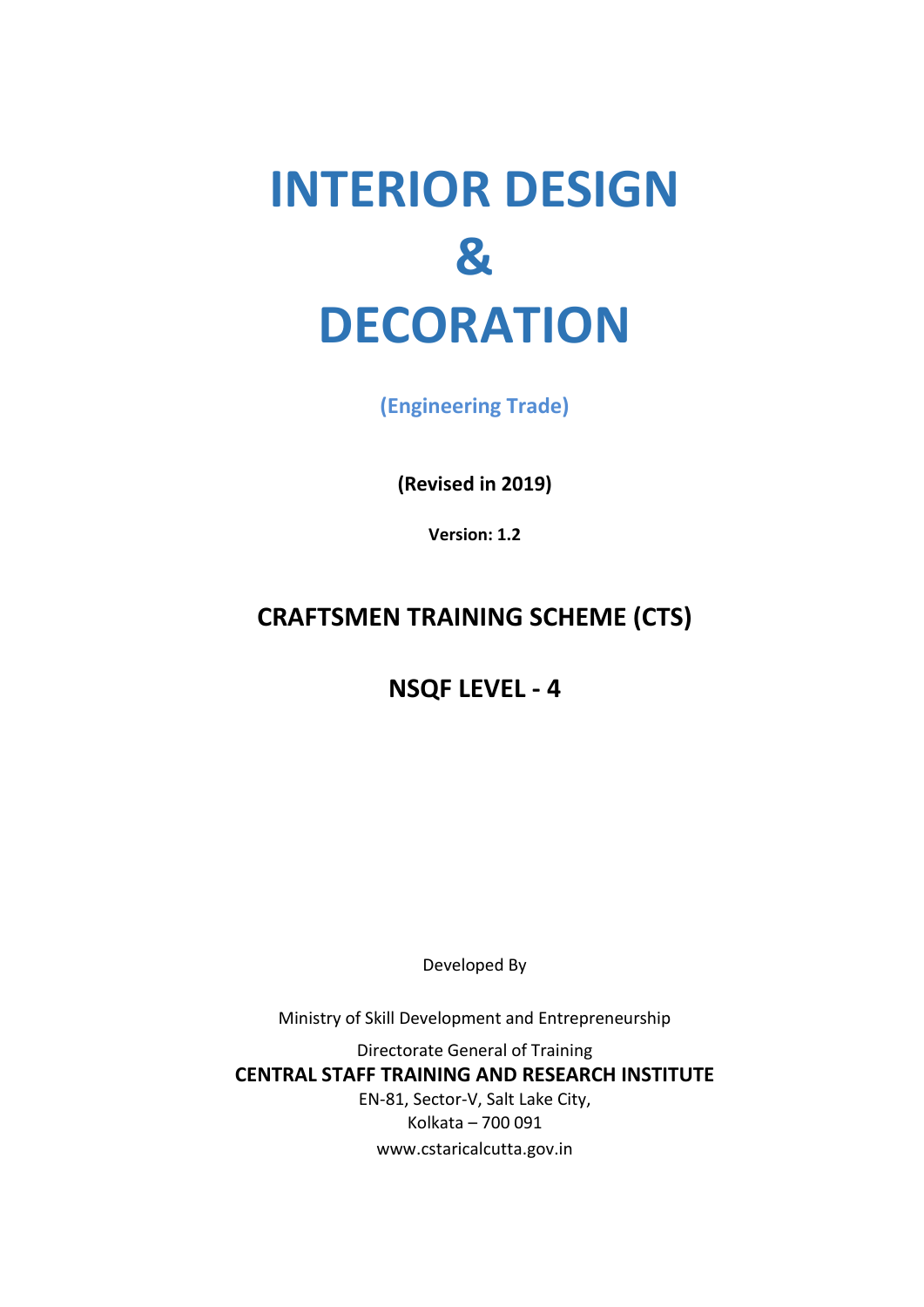# INTERIOR DESIGN
# &
# DECORATION

**(Engineering Trade)**

**(Revised in 2019)**

**Version: 1.2**

## CRAFTSMEN TRAINING SCHEME (CTS)

## NSQF LEVEL - 4

Developed By

Ministry of Skill Development and Entrepreneurship

Directorate General of Training

**CENTRAL STAFF TRAINING AND RESEARCH INSTITUTE**

EN-81, Sector-V, Salt Lake City,
Kolkata – 700 091
www.cstaricalcutta.gov.in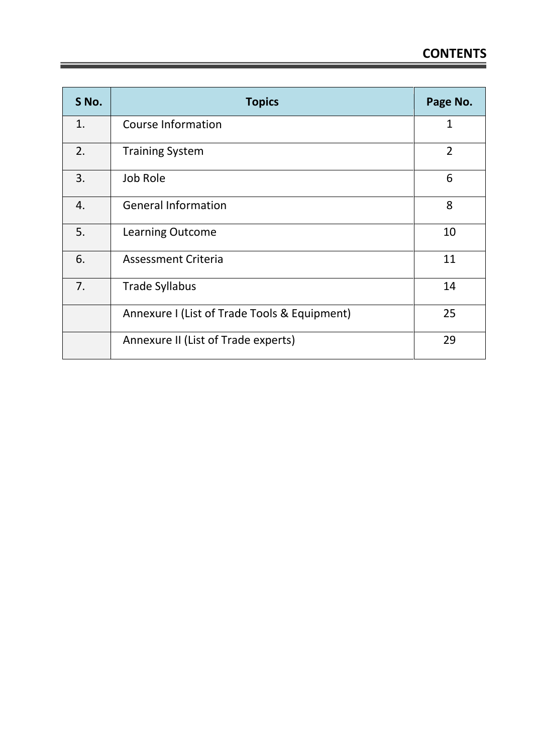# CONTENTS

| S No. | Topics | Page No. |
|---|---|---|
| 1. | Course Information | 1 |
| 2. | Training System | 2 |
| 3. | Job Role | 6 |
| 4. | General Information | 8 |
| 5. | Learning Outcome | 10 |
| 6. | Assessment Criteria | 11 |
| 7. | Trade Syllabus | 14 |
| | Annexure I (List of Trade Tools & Equipment) | 25 |
| | Annexure II (List of Trade experts) | 29 |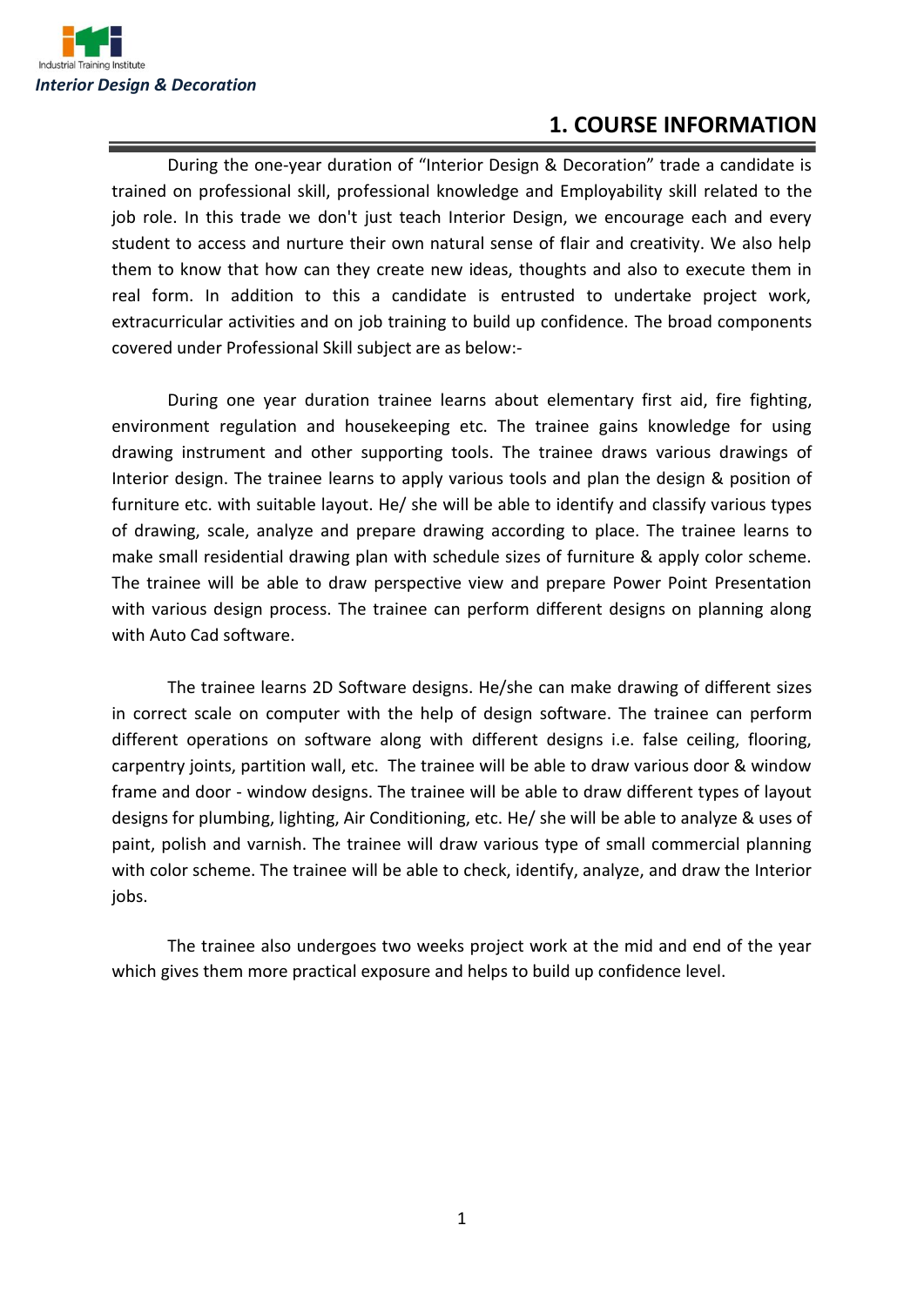# 1. COURSE INFORMATION

During the one-year duration of "Interior Design & Decoration" trade a candidate is trained on professional skill, professional knowledge and Employability skill related to the job role. In this trade we don't just teach Interior Design, we encourage each and every student to access and nurture their own natural sense of flair and creativity. We also help them to know that how can they create new ideas, thoughts and also to execute them in real form. In addition to this a candidate is entrusted to undertake project work, extracurricular activities and on job training to build up confidence. The broad components covered under Professional Skill subject are as below:-

During one year duration trainee learns about elementary first aid, fire fighting, environment regulation and housekeeping etc. The trainee gains knowledge for using drawing instrument and other supporting tools. The trainee draws various drawings of Interior design. The trainee learns to apply various tools and plan the design & position of furniture etc. with suitable layout. He/ she will be able to identify and classify various types of drawing, scale, analyze and prepare drawing according to place. The trainee learns to make small residential drawing plan with schedule sizes of furniture & apply color scheme. The trainee will be able to draw perspective view and prepare Power Point Presentation with various design process. The trainee can perform different designs on planning along with Auto Cad software.

The trainee learns 2D Software designs. He/she can make drawing of different sizes in correct scale on computer with the help of design software. The trainee can perform different operations on software along with different designs i.e. false ceiling, flooring, carpentry joints, partition wall, etc. The trainee will be able to draw various door & window frame and door - window designs. The trainee will be able to draw different types of layout designs for plumbing, lighting, Air Conditioning, etc. He/ she will be able to analyze & uses of paint, polish and varnish. The trainee will draw various type of small commercial planning with color scheme. The trainee will be able to check, identify, analyze, and draw the Interior jobs.

The trainee also undergoes two weeks project work at the mid and end of the year which gives them more practical exposure and helps to build up confidence level.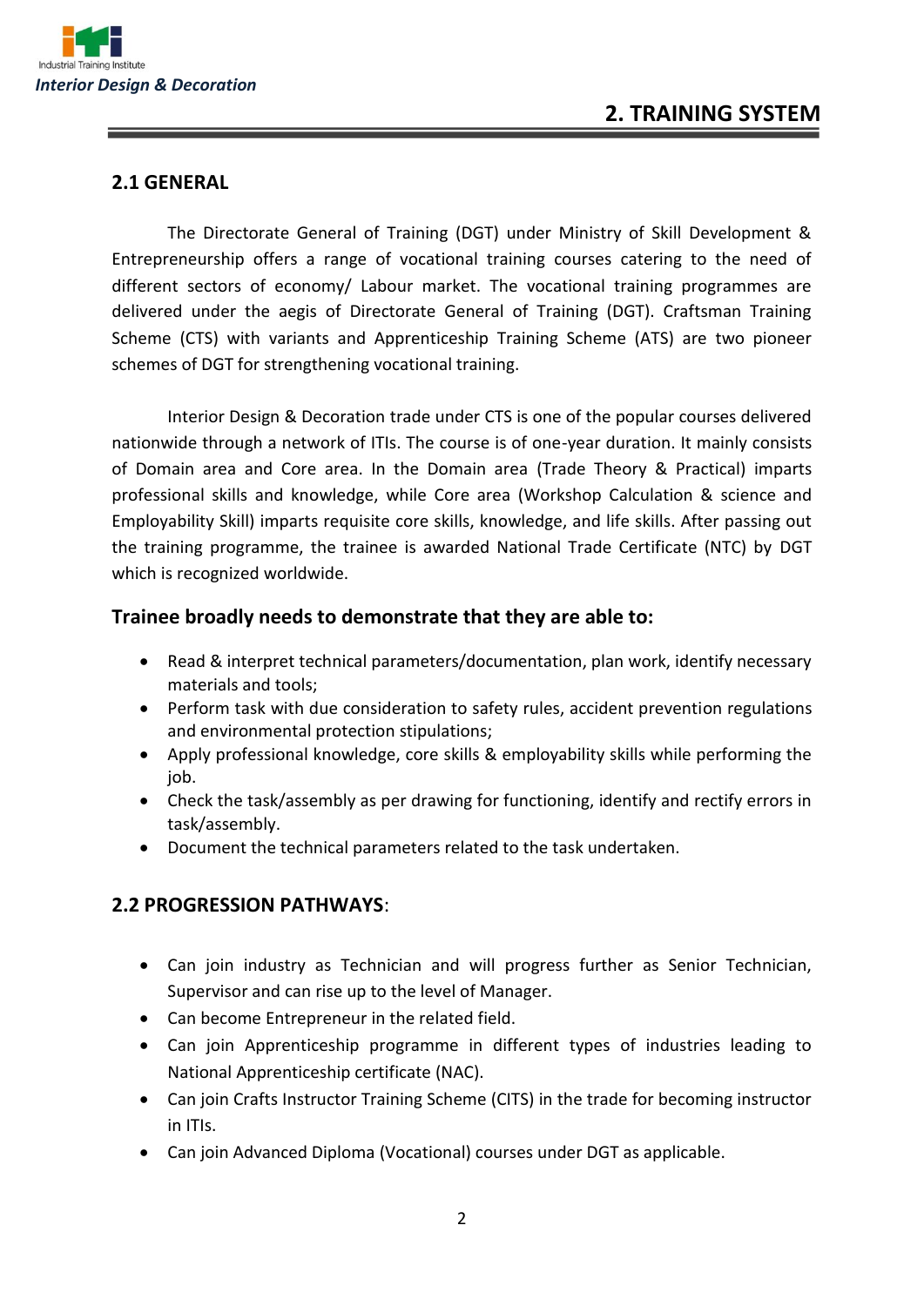# 2. TRAINING SYSTEM

## 2.1 GENERAL

The Directorate General of Training (DGT) under Ministry of Skill Development & Entrepreneurship offers a range of vocational training courses catering to the need of different sectors of economy/ Labour market. The vocational training programmes are delivered under the aegis of Directorate General of Training (DGT). Craftsman Training Scheme (CTS) with variants and Apprenticeship Training Scheme (ATS) are two pioneer schemes of DGT for strengthening vocational training.

Interior Design & Decoration trade under CTS is one of the popular courses delivered nationwide through a network of ITIs. The course is of one-year duration. It mainly consists of Domain area and Core area. In the Domain area (Trade Theory & Practical) imparts professional skills and knowledge, while Core area (Workshop Calculation & science and Employability Skill) imparts requisite core skills, knowledge, and life skills. After passing out the training programme, the trainee is awarded National Trade Certificate (NTC) by DGT which is recognized worldwide.

### Trainee broadly needs to demonstrate that they are able to:

- Read & interpret technical parameters/documentation, plan work, identify necessary materials and tools;
- Perform task with due consideration to safety rules, accident prevention regulations and environmental protection stipulations;
- Apply professional knowledge, core skills & employability skills while performing the job.
- Check the task/assembly as per drawing for functioning, identify and rectify errors in task/assembly.
- Document the technical parameters related to the task undertaken.

## 2.2 PROGRESSION PATHWAYS:

- Can join industry as Technician and will progress further as Senior Technician, Supervisor and can rise up to the level of Manager.
- Can become Entrepreneur in the related field.
- Can join Apprenticeship programme in different types of industries leading to National Apprenticeship certificate (NAC).
- Can join Crafts Instructor Training Scheme (CITS) in the trade for becoming instructor in ITIs.
- Can join Advanced Diploma (Vocational) courses under DGT as applicable.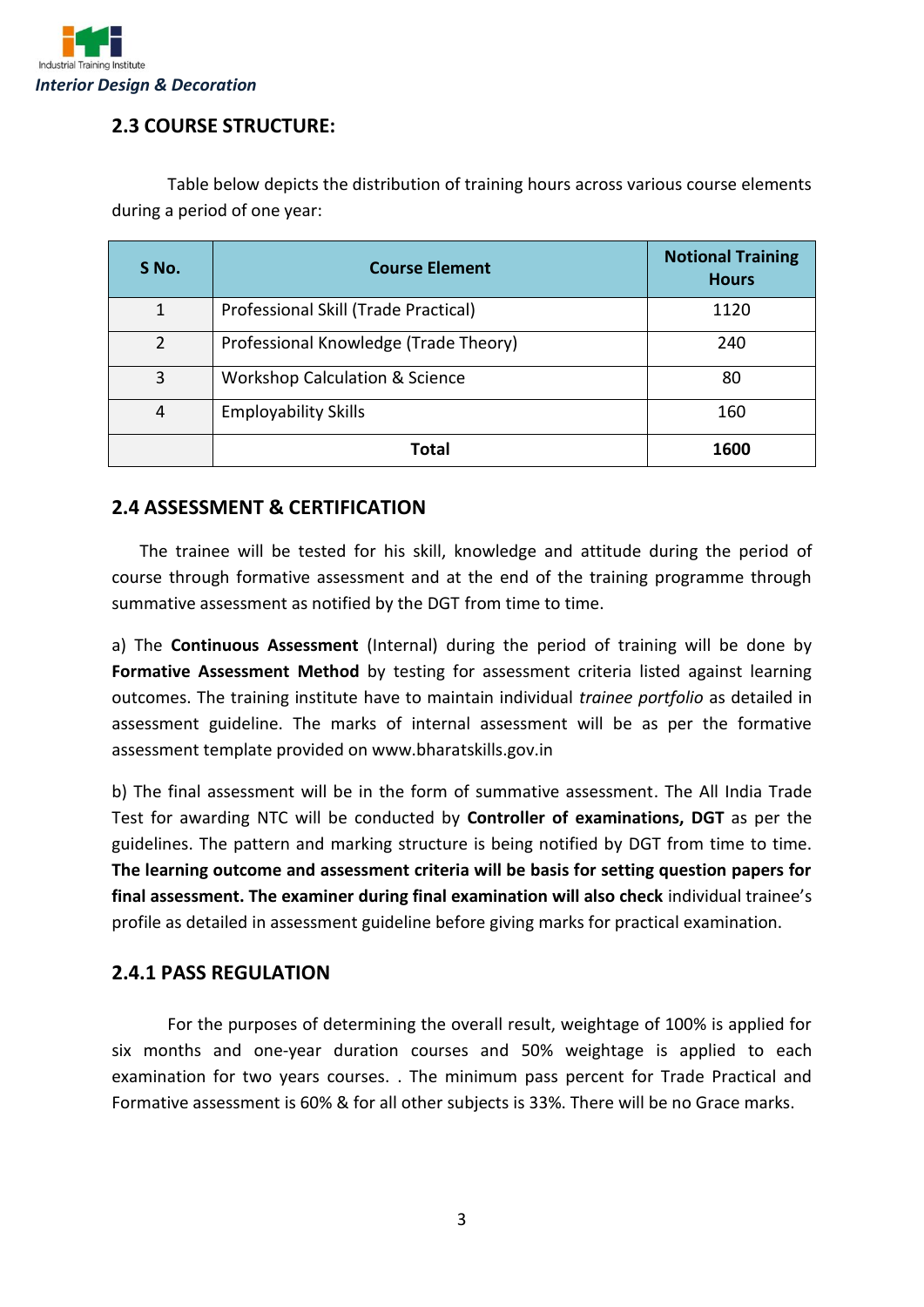## 2.3 COURSE STRUCTURE:

Table below depicts the distribution of training hours across various course elements during a period of one year:

| S No. | Course Element | Notional Training Hours |
|---|---|---|
| 1 | Professional Skill (Trade Practical) | 1120 |
| 2 | Professional Knowledge (Trade Theory) | 240 |
| 3 | Workshop Calculation & Science | 80 |
| 4 | Employability Skills | 160 |
| | **Total** | **1600** |

## 2.4 ASSESSMENT & CERTIFICATION

The trainee will be tested for his skill, knowledge and attitude during the period of course through formative assessment and at the end of the training programme through summative assessment as notified by the DGT from time to time.

a) The **Continuous Assessment** (Internal) during the period of training will be done by **Formative Assessment Method** by testing for assessment criteria listed against learning outcomes. The training institute have to maintain individual *trainee portfolio* as detailed in assessment guideline. The marks of internal assessment will be as per the formative assessment template provided on www.bharatskills.gov.in

b) The final assessment will be in the form of summative assessment. The All India Trade Test for awarding NTC will be conducted by **Controller of examinations, DGT** as per the guidelines. The pattern and marking structure is being notified by DGT from time to time. **The learning outcome and assessment criteria will be basis for setting question papers for final assessment. The examiner during final examination will also check** individual trainee's profile as detailed in assessment guideline before giving marks for practical examination.

### 2.4.1 PASS REGULATION

For the purposes of determining the overall result, weightage of 100% is applied for six months and one-year duration courses and 50% weightage is applied to each examination for two years courses. . The minimum pass percent for Trade Practical and Formative assessment is 60% & for all other subjects is 33%. There will be no Grace marks.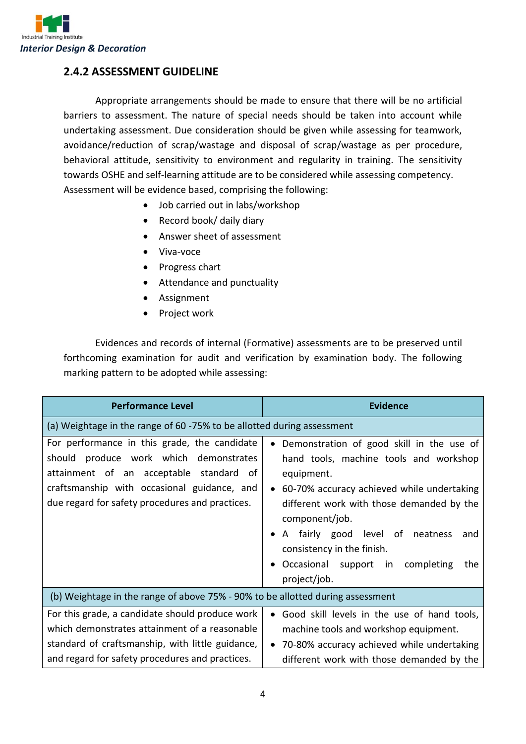## 2.4.2 ASSESSMENT GUIDELINE

Appropriate arrangements should be made to ensure that there will be no artificial barriers to assessment. The nature of special needs should be taken into account while undertaking assessment. Due consideration should be given while assessing for teamwork, avoidance/reduction of scrap/wastage and disposal of scrap/wastage as per procedure, behavioral attitude, sensitivity to environment and regularity in training. The sensitivity towards OSHE and self-learning attitude are to be considered while assessing competency.

Assessment will be evidence based, comprising the following:

- Job carried out in labs/workshop
- Record book/ daily diary
- Answer sheet of assessment
- Viva-voce
- Progress chart
- Attendance and punctuality
- Assignment
- Project work

Evidences and records of internal (Formative) assessments are to be preserved until forthcoming examination for audit and verification by examination body. The following marking pattern to be adopted while assessing:

| Performance Level | Evidence |
|---|---|
| (a) Weightage in the range of 60 -75% to be allotted during assessment | |
| For performance in this grade, the candidate should produce work which demonstrates attainment of an acceptable standard of craftsmanship with occasional guidance, and due regard for safety procedures and practices. | • Demonstration of good skill in the use of hand tools, machine tools and workshop equipment.<br>• 60-70% accuracy achieved while undertaking different work with those demanded by the component/job.<br>• A fairly good level of neatness and consistency in the finish.<br>• Occasional support in completing the project/job. |
| (b) Weightage in the range of above 75% - 90% to be allotted during assessment | |
| For this grade, a candidate should produce work which demonstrates attainment of a reasonable standard of craftsmanship, with little guidance, and regard for safety procedures and practices. | • Good skill levels in the use of hand tools, machine tools and workshop equipment.<br>• 70-80% accuracy achieved while undertaking different work with those demanded by the |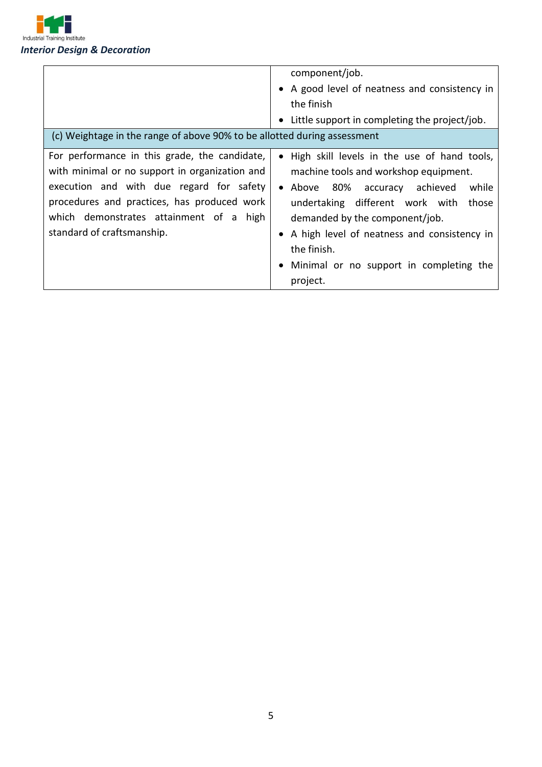| | |
|---|---|
| | component/job.<br>• A good level of neatness and consistency in the finish<br>• Little support in completing the project/job. |
| (c) Weightage in the range of above 90% to be allotted during assessment | |
| For performance in this grade, the candidate, with minimal or no support in organization and execution and with due regard for safety procedures and practices, has produced work which demonstrates attainment of a high standard of craftsmanship. | • High skill levels in the use of hand tools, machine tools and workshop equipment.<br>• Above 80% accuracy achieved while undertaking different work with those demanded by the component/job.<br>• A high level of neatness and consistency in the finish.<br>• Minimal or no support in completing the project. |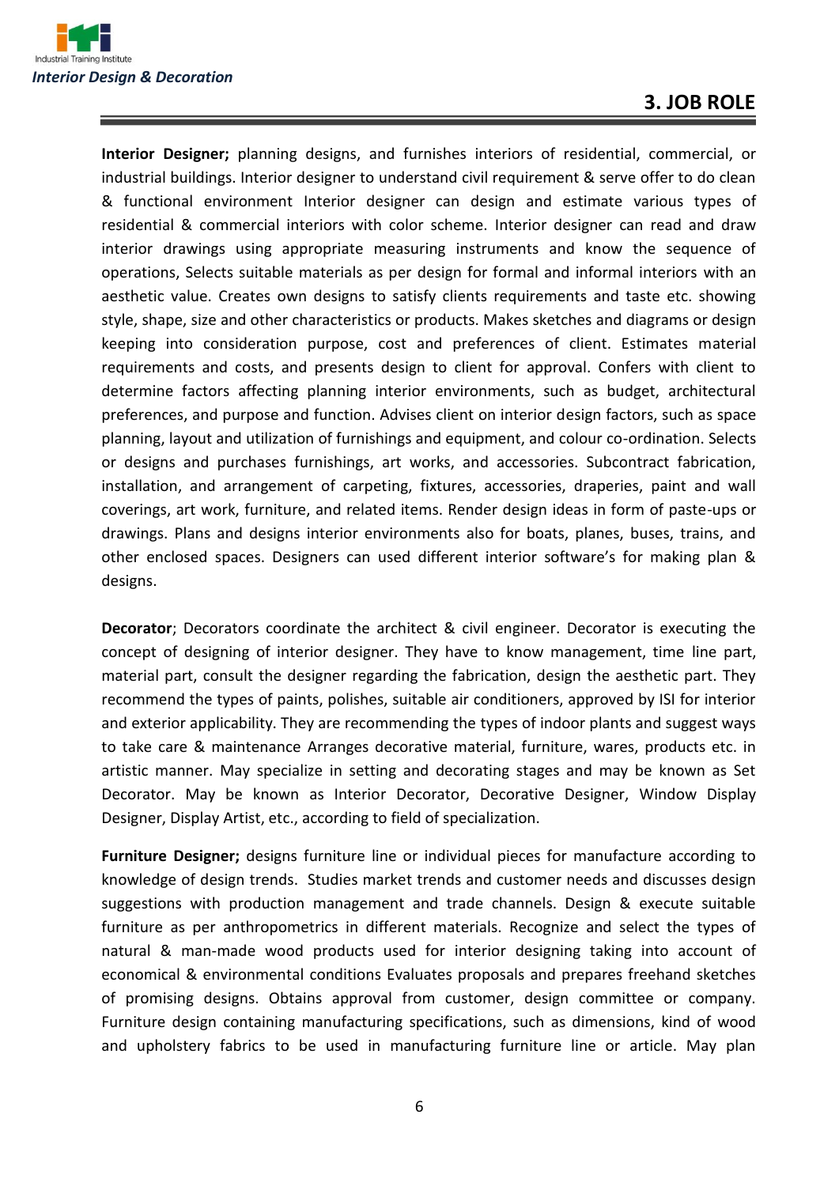## 3. JOB ROLE

**Interior Designer;** planning designs, and furnishes interiors of residential, commercial, or industrial buildings. Interior designer to understand civil requirement & serve offer to do clean & functional environment Interior designer can design and estimate various types of residential & commercial interiors with color scheme. Interior designer can read and draw interior drawings using appropriate measuring instruments and know the sequence of operations, Selects suitable materials as per design for formal and informal interiors with an aesthetic value. Creates own designs to satisfy clients requirements and taste etc. showing style, shape, size and other characteristics or products. Makes sketches and diagrams or design keeping into consideration purpose, cost and preferences of client. Estimates material requirements and costs, and presents design to client for approval. Confers with client to determine factors affecting planning interior environments, such as budget, architectural preferences, and purpose and function. Advises client on interior design factors, such as space planning, layout and utilization of furnishings and equipment, and colour co-ordination. Selects or designs and purchases furnishings, art works, and accessories. Subcontract fabrication, installation, and arrangement of carpeting, fixtures, accessories, draperies, paint and wall coverings, art work, furniture, and related items. Render design ideas in form of paste-ups or drawings. Plans and designs interior environments also for boats, planes, buses, trains, and other enclosed spaces. Designers can used different interior software's for making plan & designs.

**Decorator**; Decorators coordinate the architect & civil engineer. Decorator is executing the concept of designing of interior designer. They have to know management, time line part, material part, consult the designer regarding the fabrication, design the aesthetic part. They recommend the types of paints, polishes, suitable air conditioners, approved by ISI for interior and exterior applicability. They are recommending the types of indoor plants and suggest ways to take care & maintenance Arranges decorative material, furniture, wares, products etc. in artistic manner. May specialize in setting and decorating stages and may be known as Set Decorator. May be known as Interior Decorator, Decorative Designer, Window Display Designer, Display Artist, etc., according to field of specialization.

**Furniture Designer;** designs furniture line or individual pieces for manufacture according to knowledge of design trends. Studies market trends and customer needs and discusses design suggestions with production management and trade channels. Design & execute suitable furniture as per anthropometrics in different materials. Recognize and select the types of natural & man-made wood products used for interior designing taking into account of economical & environmental conditions Evaluates proposals and prepares freehand sketches of promising designs. Obtains approval from customer, design committee or company. Furniture design containing manufacturing specifications, such as dimensions, kind of wood and upholstery fabrics to be used in manufacturing furniture line or article. May plan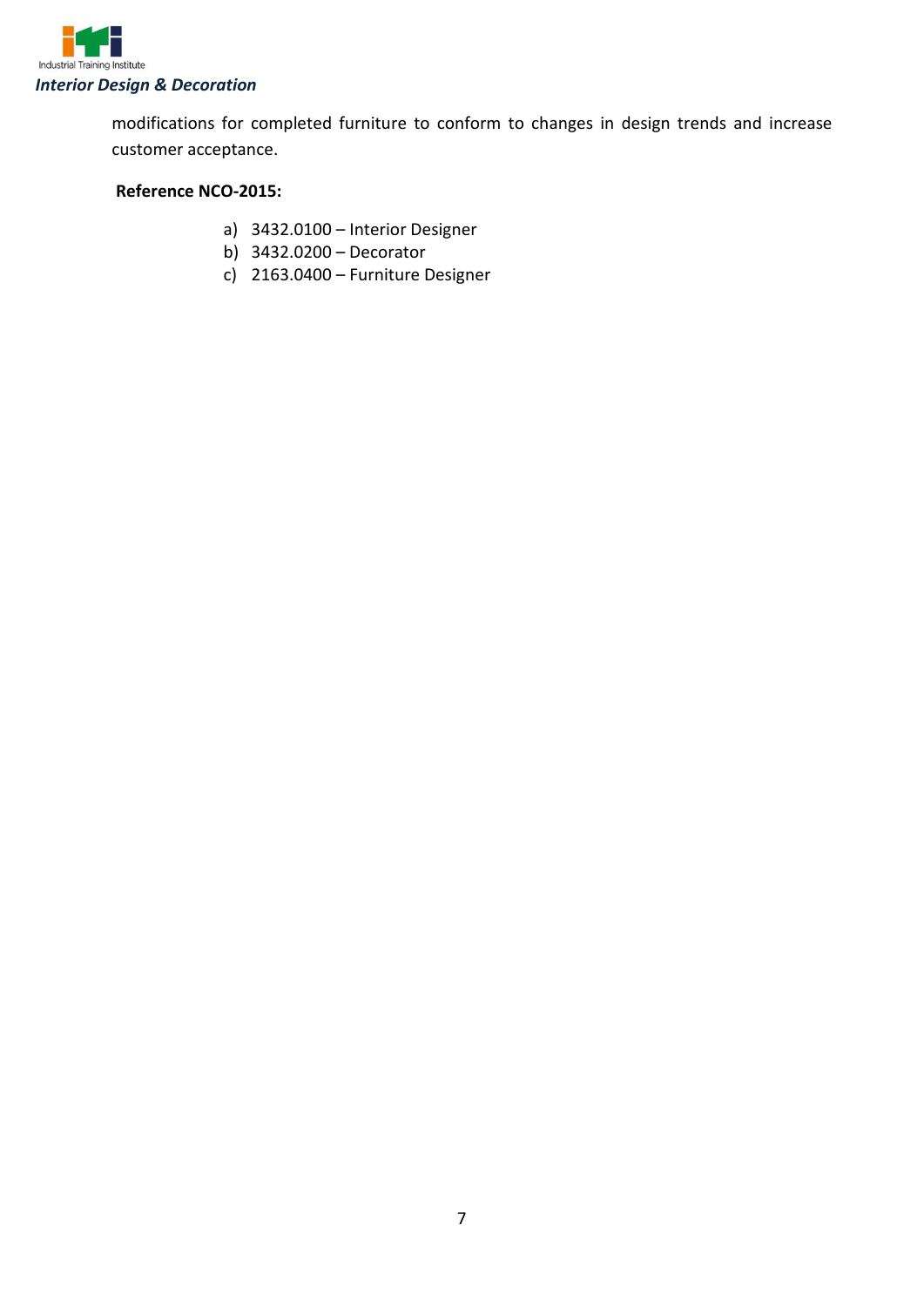modifications for completed furniture to conform to changes in design trends and increase customer acceptance.

**Reference NCO-2015:**

a) 3432.0100 – Interior Designer
b) 3432.0200 – Decorator
c) 2163.0400 – Furniture Designer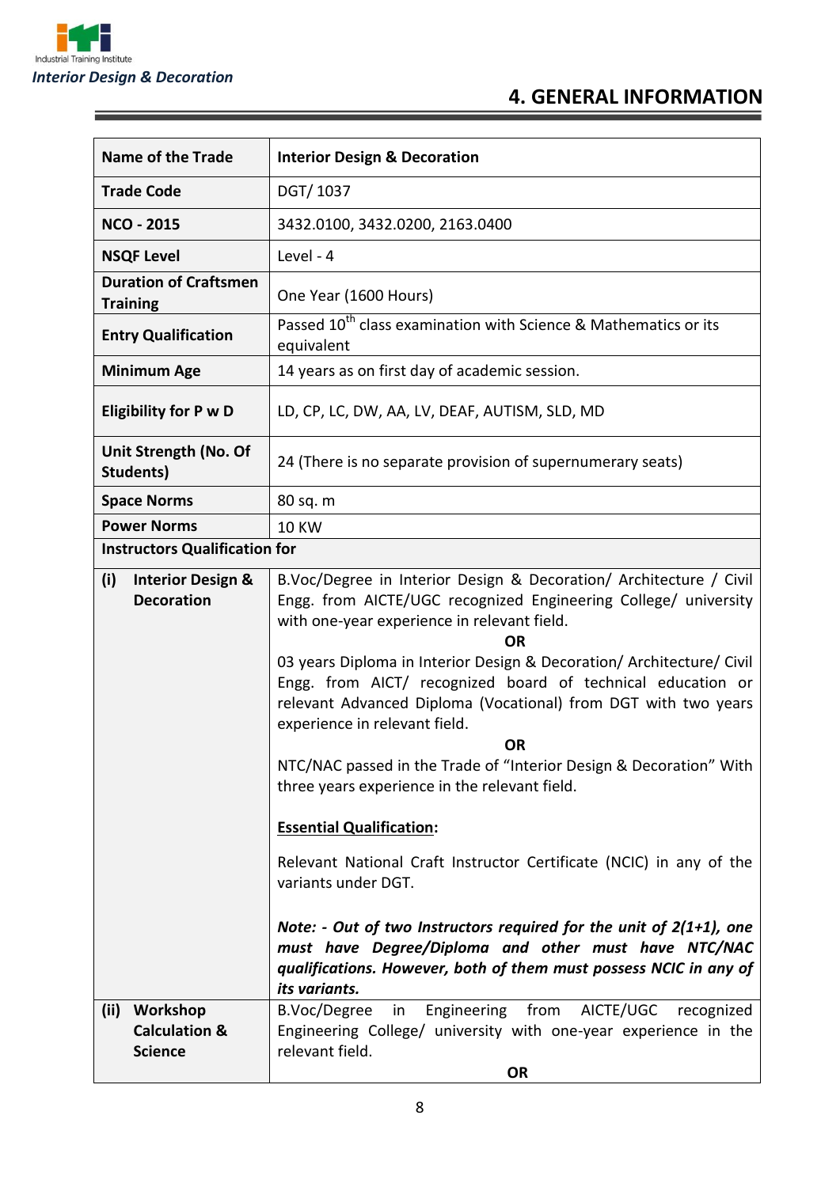## 4. GENERAL INFORMATION

| | |
|---|---|
| **Name of the Trade** | **Interior Design & Decoration** |
| **Trade Code** | DGT/ 1037 |
| **NCO - 2015** | 3432.0100, 3432.0200, 2163.0400 |
| **NSQF Level** | Level - 4 |
| **Duration of Craftsmen Training** | One Year (1600 Hours) |
| **Entry Qualification** | Passed 10th class examination with Science & Mathematics or its equivalent |
| **Minimum Age** | 14 years as on first day of academic session. |
| **Eligibility for P w D** | LD, CP, LC, DW, AA, LV, DEAF, AUTISM, SLD, MD |
| **Unit Strength (No. Of Students)** | 24 (There is no separate provision of supernumerary seats) |
| **Space Norms** | 80 sq. m |
| **Power Norms** | 10 KW |
| **Instructors Qualification for** | |
| **(i) Interior Design & Decoration** | B.Voc/Degree in Interior Design & Decoration/ Architecture / Civil Engg. from AICTE/UGC recognized Engineering College/ university with one-year experience in relevant field.<br>**OR**<br>03 years Diploma in Interior Design & Decoration/ Architecture/ Civil Engg. from AICT/ recognized board of technical education or relevant Advanced Diploma (Vocational) from DGT with two years experience in relevant field.<br>**OR**<br>NTC/NAC passed in the Trade of "Interior Design & Decoration" With three years experience in the relevant field.<br><br>**<u>Essential Qualification</u>:**<br><br>Relevant National Craft Instructor Certificate (NCIC) in any of the variants under DGT.<br><br>***Note: - Out of two Instructors required for the unit of 2(1+1), one must have Degree/Diploma and other must have NTC/NAC qualifications. However, both of them must possess NCIC in any of its variants.*** |
| **(ii) Workshop Calculation & Science** | B.Voc/Degree in Engineering from AICTE/UGC recognized Engineering College/ university with one-year experience in the relevant field.<br>**OR** |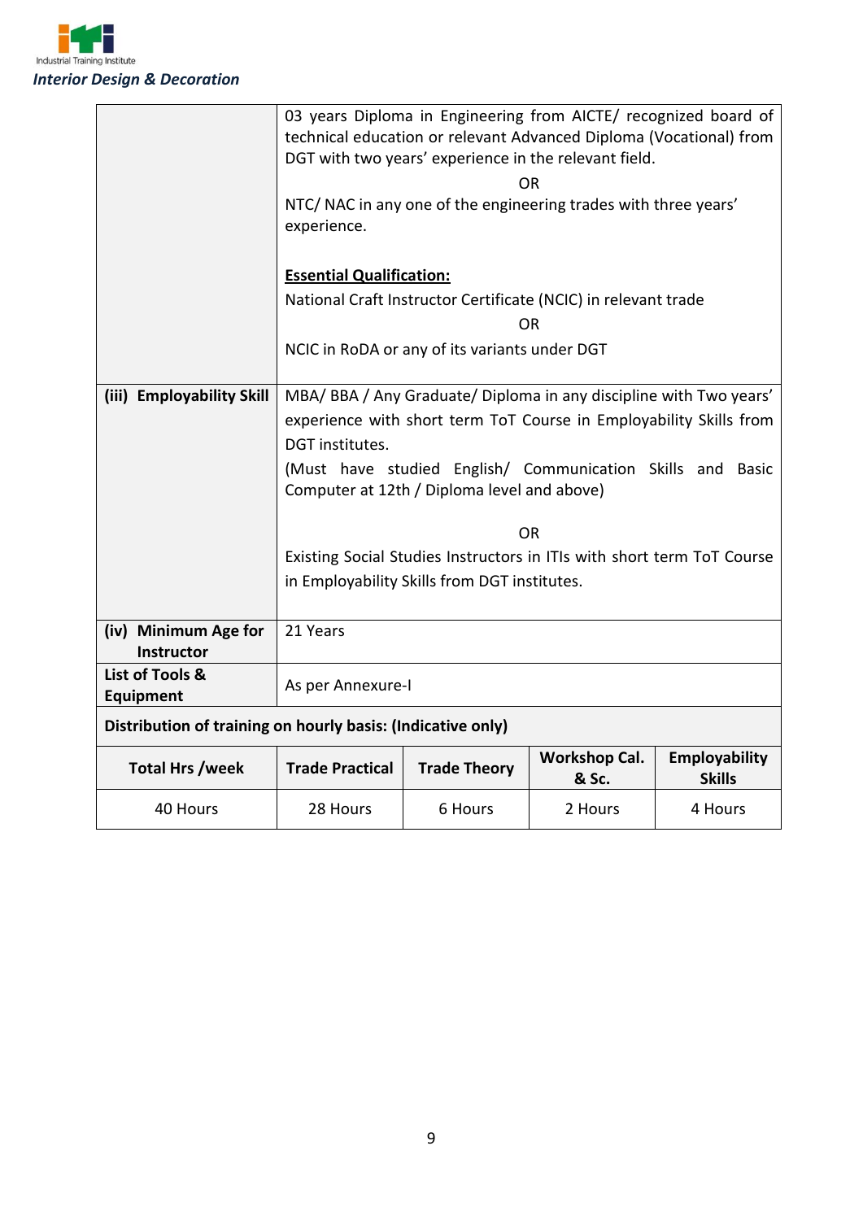| | |
|---|---|
| | 03 years Diploma in Engineering from AICTE/ recognized board of technical education or relevant Advanced Diploma (Vocational) from DGT with two years' experience in the relevant field.<br>OR<br>NTC/ NAC in any one of the engineering trades with three years' experience.<br><br>**Essential Qualification:**<br>National Craft Instructor Certificate (NCIC) in relevant trade<br>OR<br>NCIC in RoDA or any of its variants under DGT |
| **(iii) Employability Skill** | MBA/ BBA / Any Graduate/ Diploma in any discipline with Two years' experience with short term ToT Course in Employability Skills from DGT institutes.<br>(Must have studied English/ Communication Skills and Basic Computer at 12th / Diploma level and above)<br><br>OR<br>Existing Social Studies Instructors in ITIs with short term ToT Course in Employability Skills from DGT institutes. |
| **(iv) Minimum Age for Instructor** | 21 Years |
| **List of Tools & Equipment** | As per Annexure-I |

**Distribution of training on hourly basis: (Indicative only)**

| Total Hrs /week | Trade Practical | Trade Theory | Workshop Cal. & Sc. | Employability Skills |
|---|---|---|---|---|
| 40 Hours | 28 Hours | 6 Hours | 2 Hours | 4 Hours |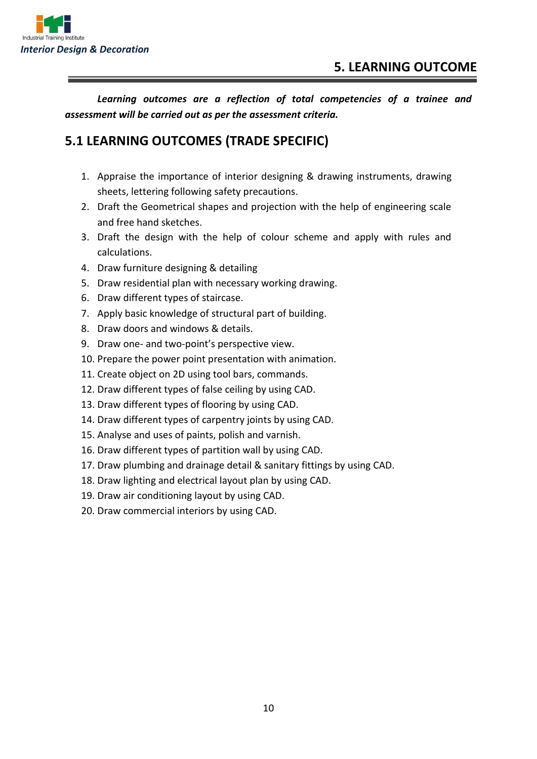# 5. LEARNING OUTCOME

***Learning outcomes are a reflection of total competencies of a trainee and assessment will be carried out as per the assessment criteria.***

## 5.1 LEARNING OUTCOMES (TRADE SPECIFIC)

1. Appraise the importance of interior designing & drawing instruments, drawing sheets, lettering following safety precautions.
2. Draft the Geometrical shapes and projection with the help of engineering scale and free hand sketches.
3. Draft the design with the help of colour scheme and apply with rules and calculations.
4. Draw furniture designing & detailing
5. Draw residential plan with necessary working drawing.
6. Draw different types of staircase.
7. Apply basic knowledge of structural part of building.
8. Draw doors and windows & details.
9. Draw one- and two-point's perspective view.
10. Prepare the power point presentation with animation.
11. Create object on 2D using tool bars, commands.
12. Draw different types of false ceiling by using CAD.
13. Draw different types of flooring by using CAD.
14. Draw different types of carpentry joints by using CAD.
15. Analyse and uses of paints, polish and varnish.
16. Draw different types of partition wall by using CAD.
17. Draw plumbing and drainage detail & sanitary fittings by using CAD.
18. Draw lighting and electrical layout plan by using CAD.
19. Draw air conditioning layout by using CAD.
20. Draw commercial interiors by using CAD.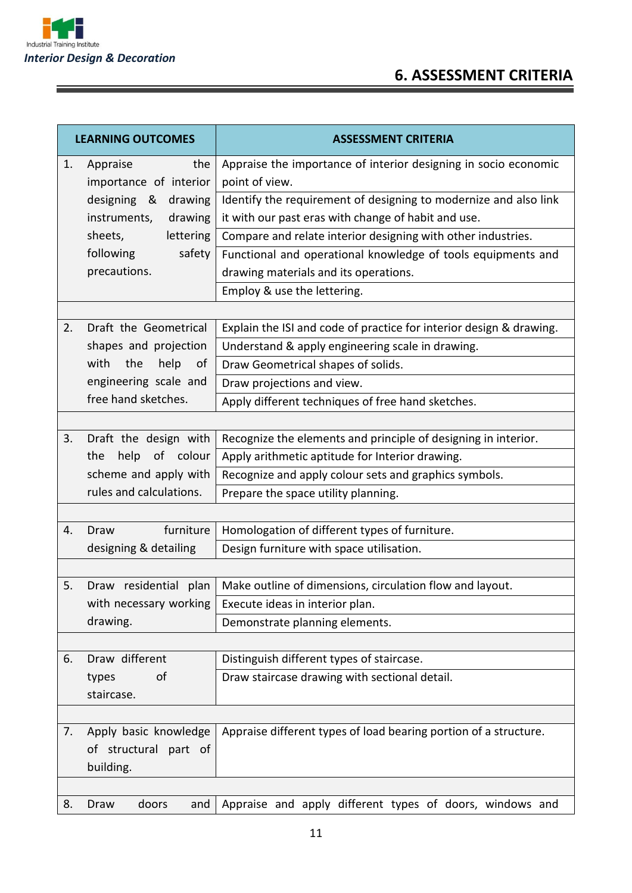## 6. ASSESSMENT CRITERIA

| LEARNING OUTCOMES | ASSESSMENT CRITERIA |
|---|---|
| 1. Appraise the importance of interior designing & drawing instruments, drawing sheets, lettering following safety precautions. | Appraise the importance of interior designing in socio economic point of view. |
| | Identify the requirement of designing to modernize and also link it with our past eras with change of habit and use. |
| | Compare and relate interior designing with other industries. |
| | Functional and operational knowledge of tools equipments and drawing materials and its operations. |
| | Employ & use the lettering. |
| | |
| 2. Draft the Geometrical shapes and projection with the help of engineering scale and free hand sketches. | Explain the ISI and code of practice for interior design & drawing. |
| | Understand & apply engineering scale in drawing. |
| | Draw Geometrical shapes of solids. |
| | Draw projections and view. |
| | Apply different techniques of free hand sketches. |
| | |
| 3. Draft the design with the help of colour scheme and apply with rules and calculations. | Recognize the elements and principle of designing in interior. |
| | Apply arithmetic aptitude for Interior drawing. |
| | Recognize and apply colour sets and graphics symbols. |
| | Prepare the space utility planning. |
| | |
| 4. Draw furniture designing & detailing | Homologation of different types of furniture. |
| | Design furniture with space utilisation. |
| | |
| 5. Draw residential plan with necessary working drawing. | Make outline of dimensions, circulation flow and layout. |
| | Execute ideas in interior plan. |
| | Demonstrate planning elements. |
| | |
| 6. Draw different types of staircase. | Distinguish different types of staircase. |
| | Draw staircase drawing with sectional detail. |
| | |
| 7. Apply basic knowledge of structural part of building. | Appraise different types of load bearing portion of a structure. |
| | |
| 8. Draw doors and | Appraise and apply different types of doors, windows and |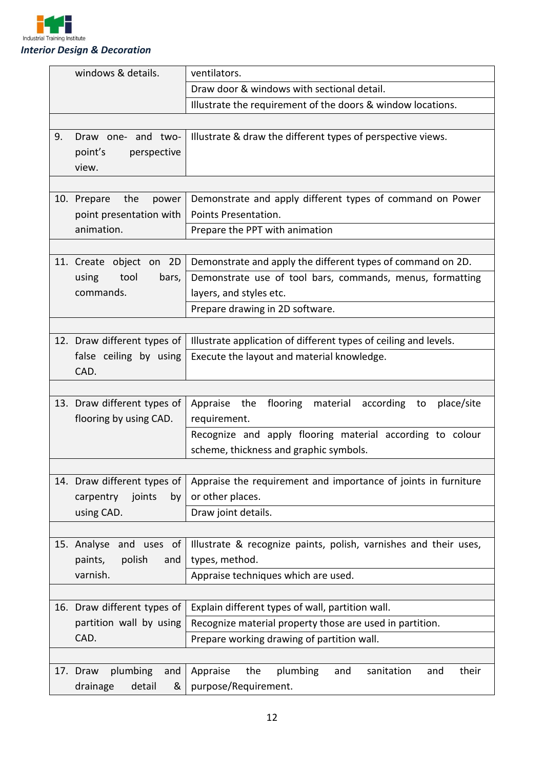| | |
|---|---|
| windows & details. | ventilators. |
| | Draw door & windows with sectional detail. |
| | Illustrate the requirement of the doors & window locations. |
| | |
| 9. Draw one- and two-point's perspective view. | Illustrate & draw the different types of perspective views. |
| | |
| 10. Prepare the power point presentation with animation. | Demonstrate and apply different types of command on Power Points Presentation. |
| | Prepare the PPT with animation |
| | |
| 11. Create object on 2D using tool bars, commands. | Demonstrate and apply the different types of command on 2D. |
| | Demonstrate use of tool bars, commands, menus, formatting layers, and styles etc. |
| | Prepare drawing in 2D software. |
| | |
| 12. Draw different types of false ceiling by using CAD. | Illustrate application of different types of ceiling and levels. |
| | Execute the layout and material knowledge. |
| | |
| 13. Draw different types of flooring by using CAD. | Appraise the flooring material according to place/site requirement. |
| | Recognize and apply flooring material according to colour scheme, thickness and graphic symbols. |
| | |
| 14. Draw different types of carpentry joints by using CAD. | Appraise the requirement and importance of joints in furniture or other places. |
| | Draw joint details. |
| | |
| 15. Analyse and uses of paints, polish and varnish. | Illustrate & recognize paints, polish, varnishes and their uses, types, method. |
| | Appraise techniques which are used. |
| | |
| 16. Draw different types of partition wall by using CAD. | Explain different types of wall, partition wall. |
| | Recognize material property those are used in partition. |
| | Prepare working drawing of partition wall. |
| | |
| 17. Draw plumbing and drainage detail & | Appraise the plumbing and sanitation and their purpose/Requirement. |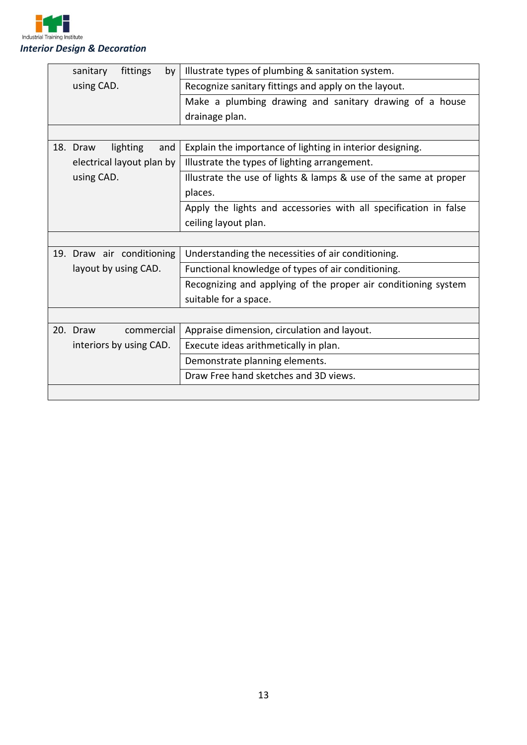| | |
|---|---|
| sanitary fittings by using CAD. | Illustrate types of plumbing & sanitation system. |
| | Recognize sanitary fittings and apply on the layout. |
| | Make a plumbing drawing and sanitary drawing of a house drainage plan. |
| | |
| 18. Draw lighting and electrical layout plan by using CAD. | Explain the importance of lighting in interior designing. |
| | Illustrate the types of lighting arrangement. |
| | Illustrate the use of lights & lamps & use of the same at proper places. |
| | Apply the lights and accessories with all specification in false ceiling layout plan. |
| | |
| 19. Draw air conditioning layout by using CAD. | Understanding the necessities of air conditioning. |
| | Functional knowledge of types of air conditioning. |
| | Recognizing and applying of the proper air conditioning system suitable for a space. |
| | |
| 20. Draw commercial interiors by using CAD. | Appraise dimension, circulation and layout. |
| | Execute ideas arithmetically in plan. |
| | Demonstrate planning elements. |
| | Draw Free hand sketches and 3D views. |
| | |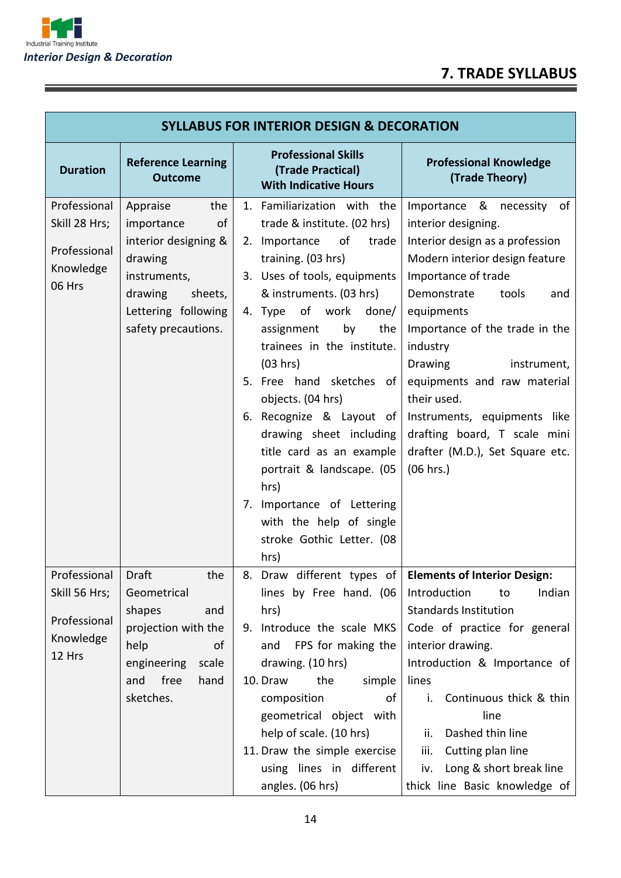# 7. TRADE SYLLABUS

| SYLLABUS FOR INTERIOR DESIGN & DECORATION | | | |
|---|---|---|---|
| **Duration** | **Reference Learning Outcome** | **Professional Skills (Trade Practical) With Indicative Hours** | **Professional Knowledge (Trade Theory)** |
| Professional Skill 28 Hrs;<br><br>Professional Knowledge 06 Hrs | Appraise the importance of interior designing & drawing instruments, drawing sheets, Lettering following safety precautions. | 1. Familiarization with the trade & institute. (02 hrs)<br>2. Importance of trade training. (03 hrs)<br>3. Uses of tools, equipments & instruments. (03 hrs)<br>4. Type of work done/ assignment by the trainees in the institute. (03 hrs)<br>5. Free hand sketches of objects. (04 hrs)<br>6. Recognize & Layout of drawing sheet including title card as an example portrait & landscape. (05 hrs)<br>7. Importance of Lettering with the help of single stroke Gothic Letter. (08 hrs) | Importance & necessity of interior designing.<br>Interior design as a profession<br>Modern interior design feature<br>Importance of trade<br>Demonstrate tools and equipments<br>Importance of the trade in the industry<br>Drawing instrument, equipments and raw material their used.<br>Instruments, equipments like drafting board, T scale mini drafter (M.D.), Set Square etc. (06 hrs.) |
| Professional Skill 56 Hrs;<br><br>Professional Knowledge 12 Hrs | Draft the Geometrical shapes and projection with the help of engineering scale and free hand sketches. | 8. Draw different types of lines by Free hand. (06 hrs)<br>9. Introduce the scale MKS and FPS for making the drawing. (10 hrs)<br>10. Draw the simple composition of geometrical object with help of scale. (10 hrs)<br>11. Draw the simple exercise using lines in different angles. (06 hrs) | **Elements of Interior Design:**<br>Introduction to Indian Standards Institution<br>Code of practice for general interior drawing.<br>Introduction & Importance of lines<br>i. Continuous thick & thin line<br>ii. Dashed thin line<br>iii. Cutting plan line<br>iv. Long & short break line<br>thick line Basic knowledge of |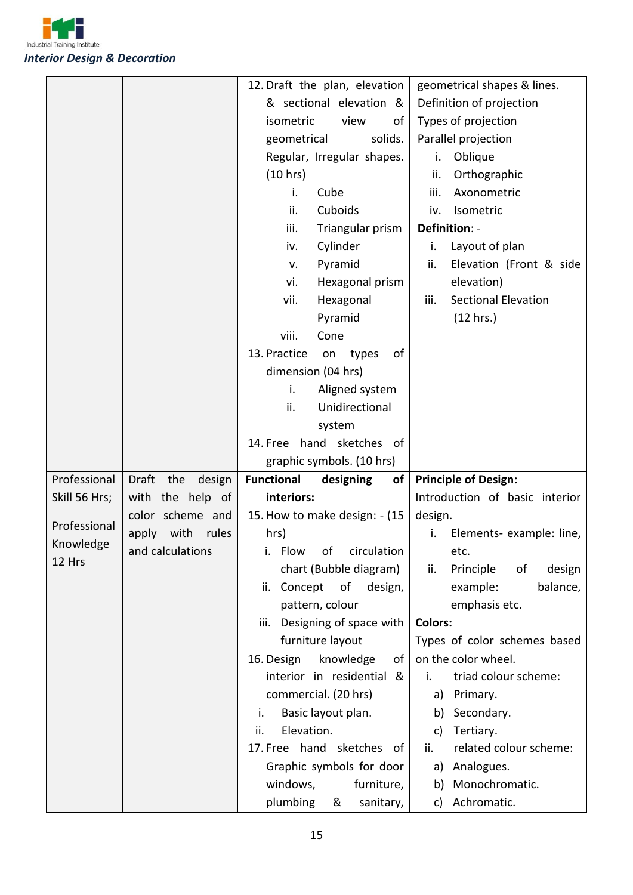| | | | |
|---|---|---|---|
| | | 12. Draft the plan, elevation & sectional elevation & isometric view of geometrical solids. Regular, Irregular shapes. (10 hrs)<br>i. Cube<br>ii. Cuboids<br>iii. Triangular prism<br>iv. Cylinder<br>v. Pyramid<br>vi. Hexagonal prism<br>vii. Hexagonal Pyramid<br>viii. Cone<br>13. Practice on types of dimension (04 hrs)<br>i. Aligned system<br>ii. Unidirectional system<br>14. Free hand sketches of graphic symbols. (10 hrs) | geometrical shapes & lines.<br>Definition of projection<br>Types of projection<br>Parallel projection<br>i. Oblique<br>ii. Orthographic<br>iii. Axonometric<br>iv. Isometric<br>**Definition**: -<br>i. Layout of plan<br>ii. Elevation (Front & side elevation)<br>iii. Sectional Elevation<br>(12 hrs.) |
| Professional Skill 56 Hrs;<br><br>Professional Knowledge 12 Hrs | Draft the design with the help of color scheme and apply with rules and calculations | **Functional designing of interiors:**<br>15. How to make design: - (15 hrs)<br>i. Flow of circulation chart (Bubble diagram)<br>ii. Concept of design, pattern, colour<br>iii. Designing of space with furniture layout<br>16. Design knowledge of interior in residential & commercial. (20 hrs)<br>i. Basic layout plan.<br>ii. Elevation.<br>17. Free hand sketches of Graphic symbols for door windows, furniture, plumbing & sanitary, | **Principle of Design:**<br>Introduction of basic interior design.<br>i. Elements- example: line, etc.<br>ii. Principle of design example: balance, emphasis etc.<br>**Colors:**<br>Types of color schemes based on the color wheel.<br>i. triad colour scheme:<br>a) Primary.<br>b) Secondary.<br>c) Tertiary.<br>ii. related colour scheme:<br>a) Analogues.<br>b) Monochromatic.<br>c) Achromatic. |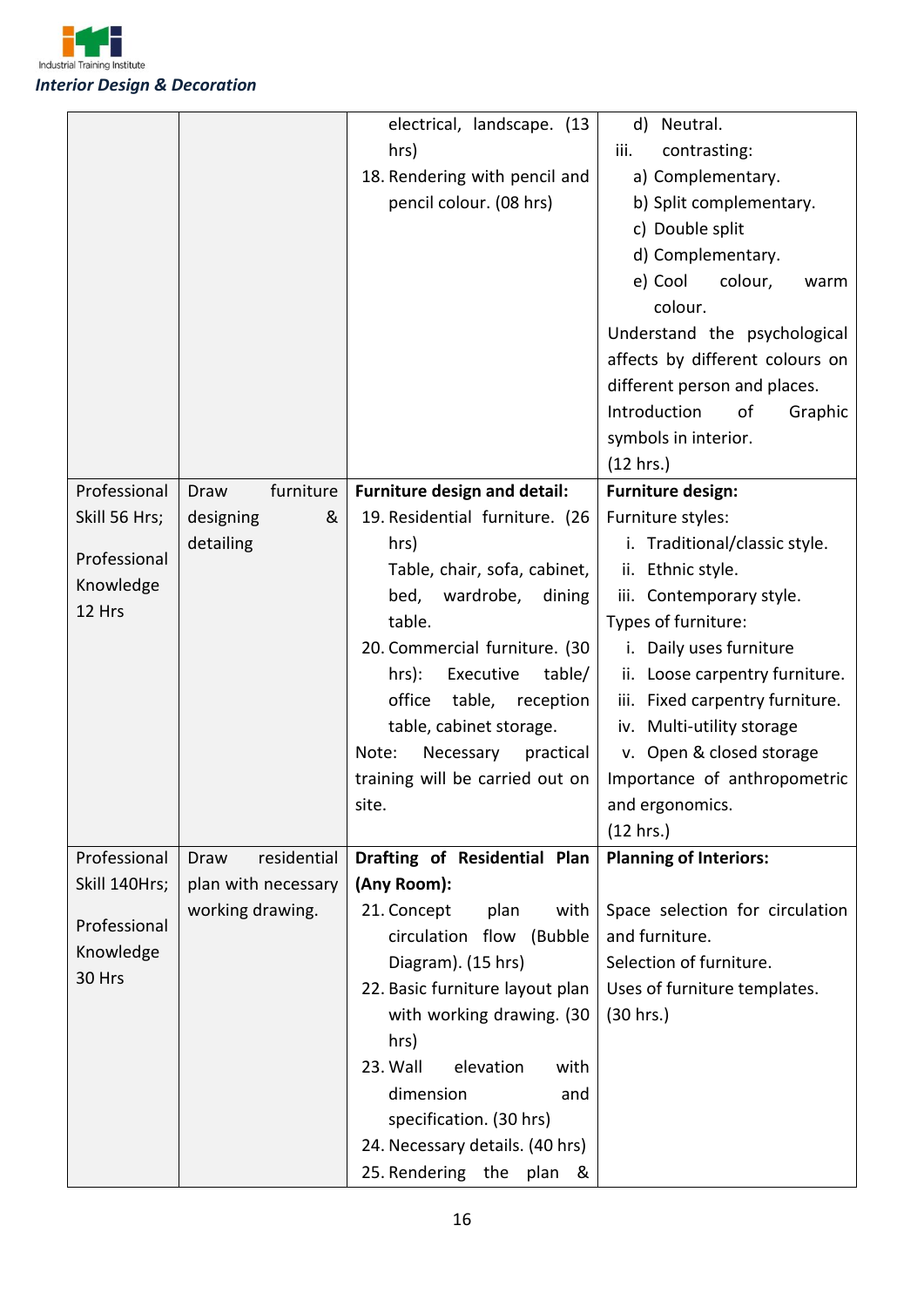| | | | |
|---|---|---|---|
| | | electrical, landscape. (13 hrs)<br>18. Rendering with pencil and pencil colour. (08 hrs) | d) Neutral.<br>iii. contrasting:<br>a) Complementary.<br>b) Split complementary.<br>c) Double split<br>d) Complementary.<br>e) Cool colour, warm colour.<br>Understand the psychological affects by different colours on different person and places.<br>Introduction of Graphic symbols in interior.<br>(12 hrs.) |
| Professional Skill 56 Hrs;<br><br>Professional Knowledge 12 Hrs | Draw furniture designing & detailing | **Furniture design and detail:**<br>19. Residential furniture. (26 hrs)<br>Table, chair, sofa, cabinet, bed, wardrobe, dining table.<br>20. Commercial furniture. (30 hrs): Executive table/ office table, reception table, cabinet storage.<br>Note: Necessary practical training will be carried out on site. | **Furniture design:**<br>Furniture styles:<br>i. Traditional/classic style.<br>ii. Ethnic style.<br>iii. Contemporary style.<br>Types of furniture:<br>i. Daily uses furniture<br>ii. Loose carpentry furniture.<br>iii. Fixed carpentry furniture.<br>iv. Multi-utility storage<br>v. Open & closed storage<br>Importance of anthropometric and ergonomics.<br>(12 hrs.) |
| Professional Skill 140Hrs;<br><br>Professional Knowledge 30 Hrs | Draw residential plan with necessary working drawing. | **Drafting of Residential Plan (Any Room):**<br>21. Concept plan with circulation flow (Bubble Diagram). (15 hrs)<br>22. Basic furniture layout plan with working drawing. (30 hrs)<br>23. Wall elevation with dimension and specification. (30 hrs)<br>24. Necessary details. (40 hrs)<br>25. Rendering the plan & | **Planning of Interiors:**<br><br>Space selection for circulation and furniture.<br>Selection of furniture.<br>Uses of furniture templates.<br>(30 hrs.) |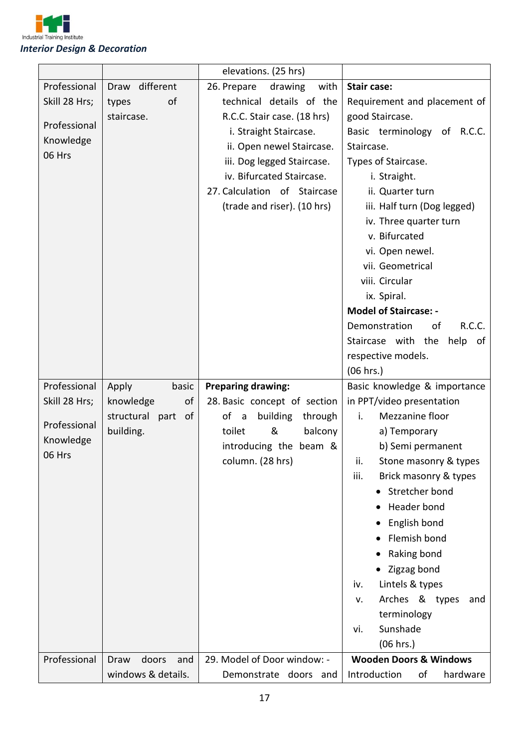| | | elevations. (25 hrs) | |
|---|---|---|---|
| Professional Skill 28 Hrs;<br><br>Professional Knowledge 06 Hrs | Draw different types of staircase. | 26. Prepare drawing with technical details of the R.C.C. Stair case. (18 hrs)<br>i. Straight Staircase.<br>ii. Open newel Staircase.<br>iii. Dog legged Staircase.<br>iv. Bifurcated Staircase.<br>27. Calculation of Staircase (trade and riser). (10 hrs) | **Stair case:**<br>Requirement and placement of good Staircase.<br>Basic terminology of R.C.C. Staircase.<br>Types of Staircase.<br>i. Straight.<br>ii. Quarter turn<br>iii. Half turn (Dog legged)<br>iv. Three quarter turn<br>v. Bifurcated<br>vi. Open newel.<br>vii. Geometrical<br>viii. Circular<br>ix. Spiral.<br>**Model of Staircase: -**<br>Demonstration of R.C.C. Staircase with the help of respective models.<br>(06 hrs.) |
| Professional Skill 28 Hrs;<br><br>Professional Knowledge 06 Hrs | Apply basic knowledge of structural part of building. | **Preparing drawing:**<br>28. Basic concept of section of a building through toilet & balcony introducing the beam & column. (28 hrs) | Basic knowledge & importance in PPT/video presentation<br>i. Mezzanine floor<br>a) Temporary<br>b) Semi permanent<br>ii. Stone masonry & types<br>iii. Brick masonry & types<br>• Stretcher bond<br>• Header bond<br>• English bond<br>• Flemish bond<br>• Raking bond<br>• Zigzag bond<br>iv. Lintels & types<br>v. Arches & types and terminology<br>vi. Sunshade<br>(06 hrs.) |
| Professional | Draw doors and windows & details. | 29. Model of Door window: - Demonstrate doors and | **Wooden Doors & Windows**<br>Introduction of hardware |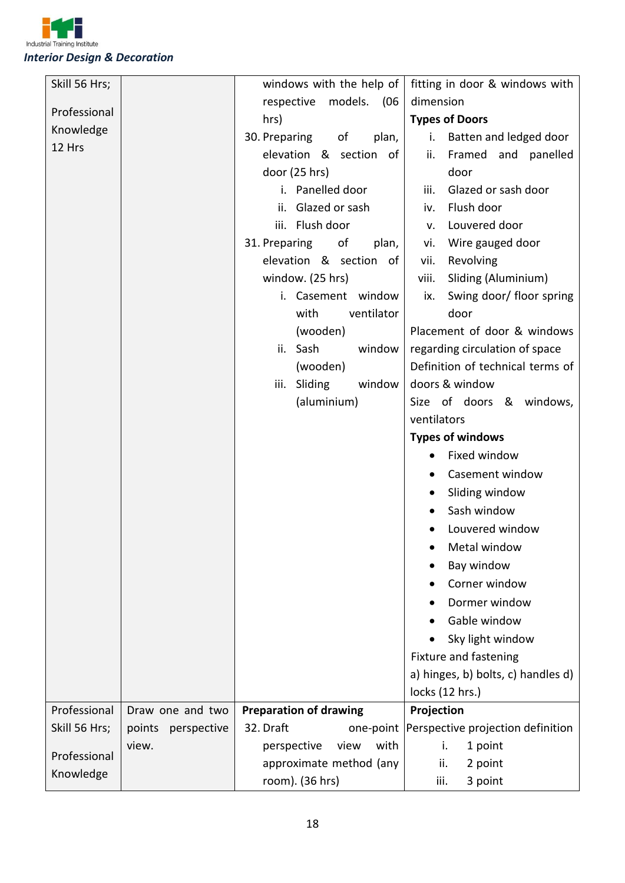| | | | |
|---|---|---|---|
| Skill 56 Hrs;<br><br>Professional Knowledge 12 Hrs | | windows with the help of respective models. (06 hrs)<br>30. Preparing of plan, elevation & section of door (25 hrs)<br>i. Panelled door<br>ii. Glazed or sash<br>iii. Flush door<br>31. Preparing of plan, elevation & section of window. (25 hrs)<br>i. Casement window with ventilator (wooden)<br>ii. Sash window (wooden)<br>iii. Sliding window (aluminium) | fitting in door & windows with dimension<br>**Types of Doors**<br>i. Batten and ledged door<br>ii. Framed and panelled door<br>iii. Glazed or sash door<br>iv. Flush door<br>v. Louvered door<br>vi. Wire gauged door<br>vii. Revolving<br>viii. Sliding (Aluminium)<br>ix. Swing door/ floor spring door<br>Placement of door & windows regarding circulation of space<br>Definition of technical terms of doors & window<br>Size of doors & windows, ventilators<br>**Types of windows**<br>• Fixed window<br>• Casement window<br>• Sliding window<br>• Sash window<br>• Louvered window<br>• Metal window<br>• Bay window<br>• Corner window<br>• Dormer window<br>• Gable window<br>• Sky light window<br>Fixture and fastening<br>a) hinges, b) bolts, c) handles d) locks (12 hrs.) |
| Professional Skill 56 Hrs;<br><br>Professional Knowledge | Draw one and two points perspective view. | **Preparation of drawing**<br>32. Draft one-point perspective view with approximate method (any room). (36 hrs) | **Projection**<br>Perspective projection definition<br>i. 1 point<br>ii. 2 point<br>iii. 3 point |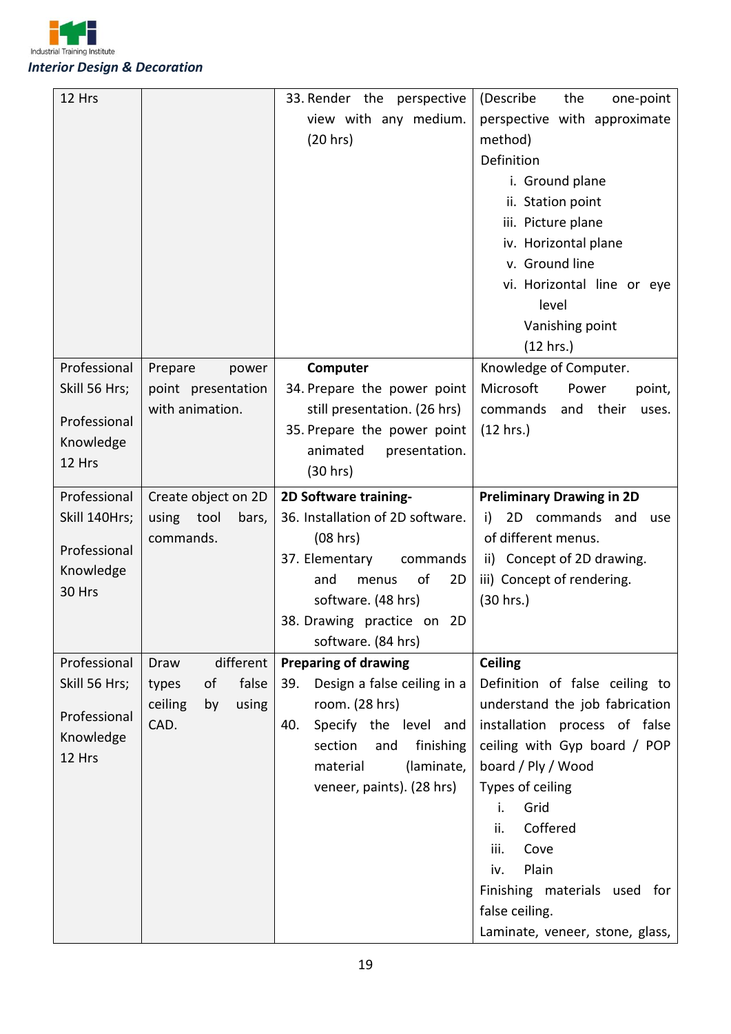| | | | |
|---|---|---|---|
| 12 Hrs | | 33. Render the perspective view with any medium. (20 hrs) | (Describe the one-point perspective with approximate method)<br>Definition<br>i. Ground plane<br>ii. Station point<br>iii. Picture plane<br>iv. Horizontal plane<br>v. Ground line<br>vi. Horizontal line or eye level<br>Vanishing point<br>(12 hrs.) |
| Professional Skill 56 Hrs;<br><br>Professional Knowledge 12 Hrs | Prepare power point presentation with animation. | **Computer**<br>34. Prepare the power point still presentation. (26 hrs)<br>35. Prepare the power point animated presentation. (30 hrs) | Knowledge of Computer.<br>Microsoft Power point, commands and their uses. (12 hrs.) |
| Professional Skill 140Hrs;<br><br>Professional Knowledge 30 Hrs | Create object on 2D using tool bars, commands. | **2D Software training-**<br>36. Installation of 2D software. (08 hrs)<br>37. Elementary commands and menus of 2D software. (48 hrs)<br>38. Drawing practice on 2D software. (84 hrs) | **Preliminary Drawing in 2D**<br>i) 2D commands and use of different menus.<br>ii) Concept of 2D drawing.<br>iii) Concept of rendering.<br>(30 hrs.) |
| Professional Skill 56 Hrs;<br><br>Professional Knowledge 12 Hrs | Draw different types of false ceiling by using CAD. | **Preparing of drawing**<br>39. Design a false ceiling in a room. (28 hrs)<br>40. Specify the level and section and finishing material (laminate, veneer, paints). (28 hrs) | **Ceiling**<br>Definition of false ceiling to understand the job fabrication installation process of false ceiling with Gyp board / POP board / Ply / Wood<br>Types of ceiling<br>i. Grid<br>ii. Coffered<br>iii. Cove<br>iv. Plain<br>Finishing materials used for false ceiling.<br>Laminate, veneer, stone, glass, |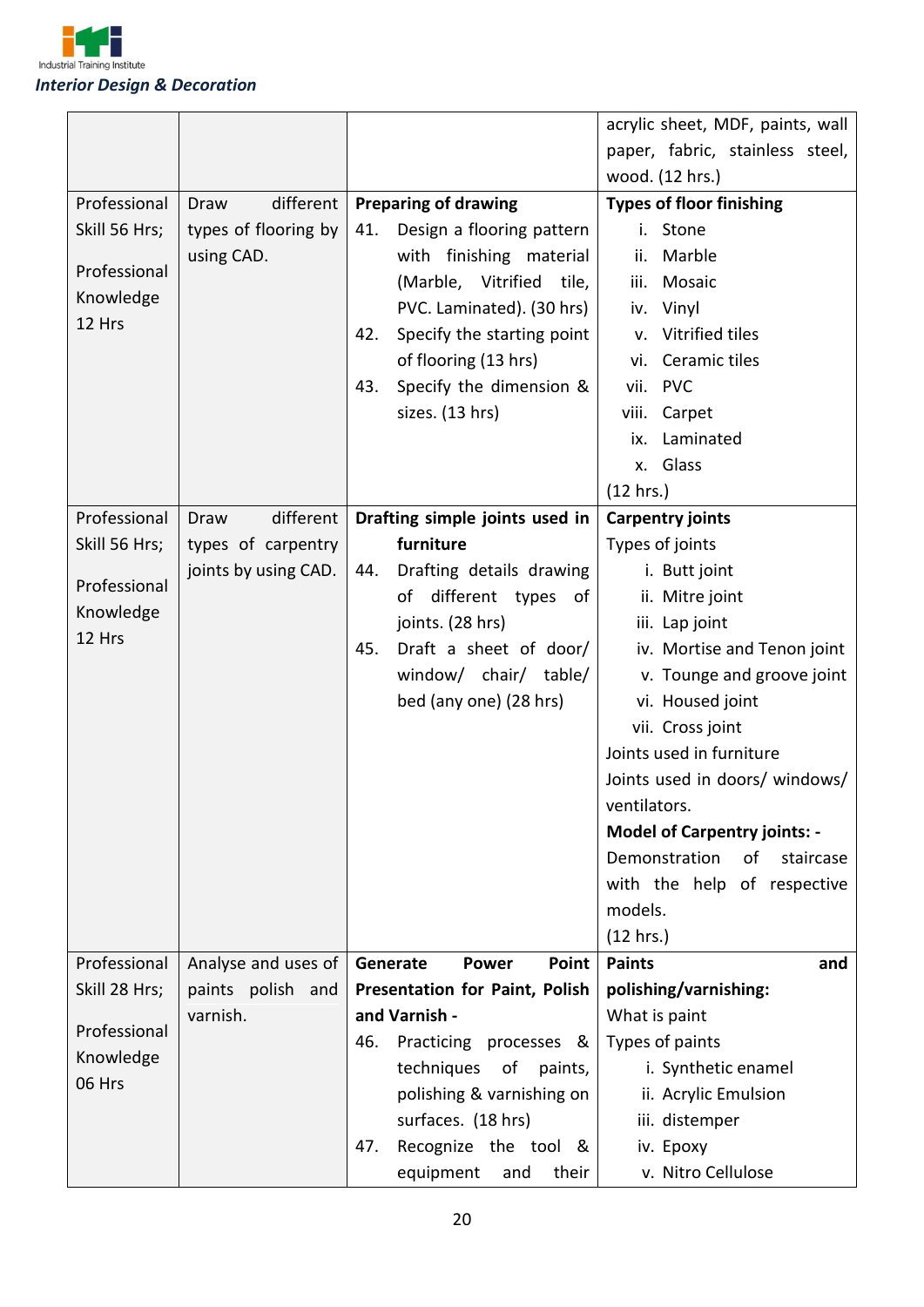| | | | |
|---|---|---|---|
| | | | acrylic sheet, MDF, paints, wall paper, fabric, stainless steel, wood. (12 hrs.) |
| Professional Skill 56 Hrs;<br><br>Professional Knowledge 12 Hrs | Draw different types of flooring by using CAD. | **Preparing of drawing**<br>41. Design a flooring pattern with finishing material (Marble, Vitrified tile, PVC. Laminated). (30 hrs)<br>42. Specify the starting point of flooring (13 hrs)<br>43. Specify the dimension & sizes. (13 hrs) | **Types of floor finishing**<br>i. Stone<br>ii. Marble<br>iii. Mosaic<br>iv. Vinyl<br>v. Vitrified tiles<br>vi. Ceramic tiles<br>vii. PVC<br>viii. Carpet<br>ix. Laminated<br>x. Glass<br>(12 hrs.) |
| Professional Skill 56 Hrs;<br><br>Professional Knowledge 12 Hrs | Draw different types of carpentry joints by using CAD. | **Drafting simple joints used in furniture**<br>44. Drafting details drawing of different types of joints. (28 hrs)<br>45. Draft a sheet of door/ window/ chair/ table/ bed (any one) (28 hrs) | **Carpentry joints**<br>Types of joints<br>i. Butt joint<br>ii. Mitre joint<br>iii. Lap joint<br>iv. Mortise and Tenon joint<br>v. Tounge and groove joint<br>vi. Housed joint<br>vii. Cross joint<br>Joints used in furniture<br>Joints used in doors/ windows/ ventilators.<br>**Model of Carpentry joints: -**<br>Demonstration of staircase with the help of respective models.<br>(12 hrs.) |
| Professional Skill 28 Hrs;<br><br>Professional Knowledge 06 Hrs | Analyse and uses of paints polish and varnish. | **Generate Power Point Presentation for Paint, Polish and Varnish -**<br>46. Practicing processes & techniques of paints, polishing & varnishing on surfaces. (18 hrs)<br>47. Recognize the tool & equipment and their | **Paints and polishing/varnishing:**<br>What is paint<br>Types of paints<br>i. Synthetic enamel<br>ii. Acrylic Emulsion<br>iii. distemper<br>iv. Epoxy<br>v. Nitro Cellulose |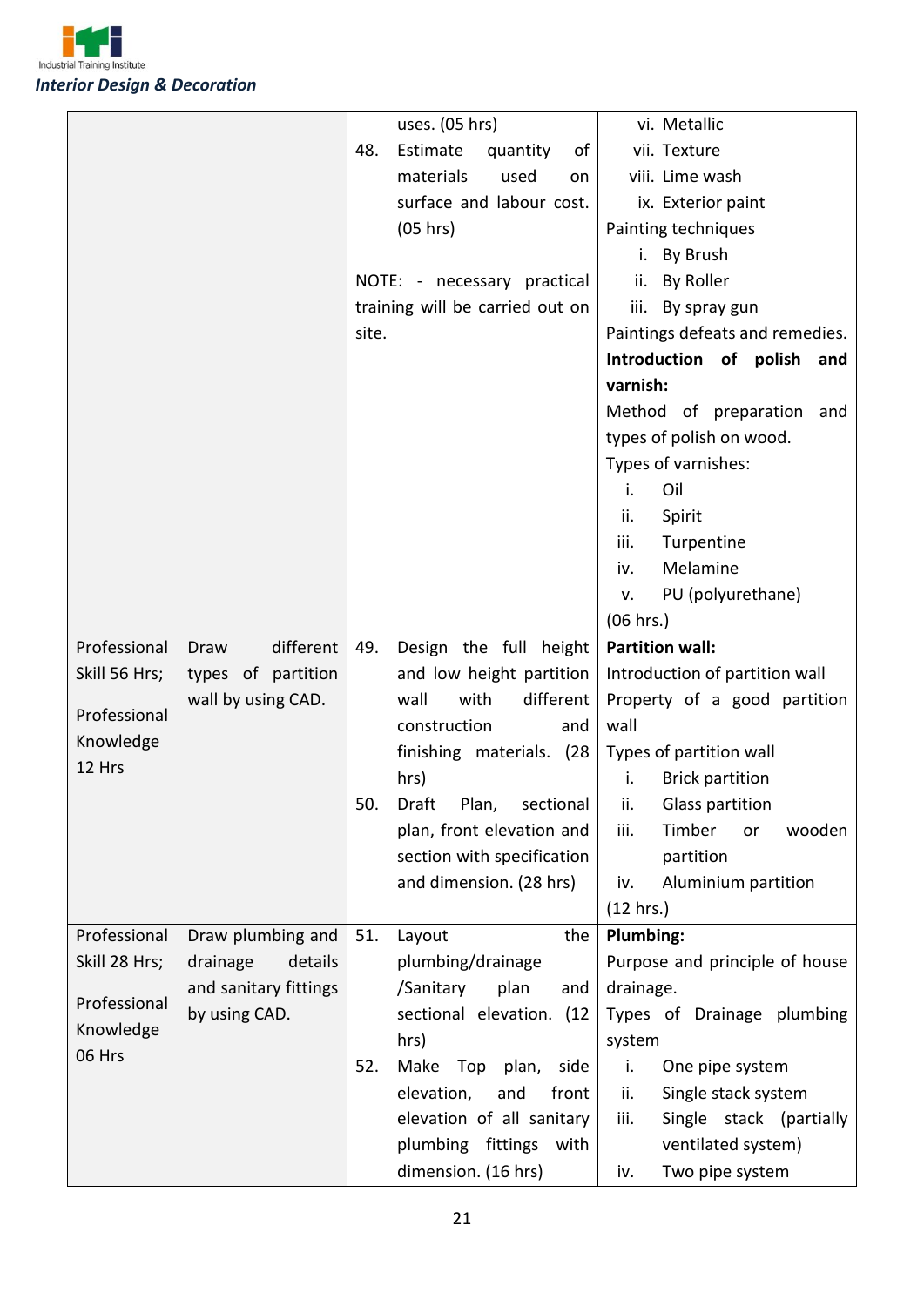| | | | |
|---|---|---|---|
| | | uses. (05 hrs)<br>48. Estimate quantity of materials used on surface and labour cost. (05 hrs)<br><br>NOTE: - necessary practical training will be carried out on site. | vi. Metallic<br>vii. Texture<br>viii. Lime wash<br>ix. Exterior paint<br>Painting techniques<br>i. By Brush<br>ii. By Roller<br>iii. By spray gun<br>Paintings defeats and remedies.<br>**Introduction of polish and varnish:**<br>Method of preparation and types of polish on wood.<br>Types of varnishes:<br>i. Oil<br>ii. Spirit<br>iii. Turpentine<br>iv. Melamine<br>v. PU (polyurethane)<br>(06 hrs.) |
| Professional Skill 56 Hrs;<br><br>Professional Knowledge 12 Hrs | Draw different types of partition wall by using CAD. | 49. Design the full height and low height partition wall with different construction and finishing materials. (28 hrs)<br>50. Draft Plan, sectional plan, front elevation and section with specification and dimension. (28 hrs) | **Partition wall:**<br>Introduction of partition wall<br>Property of a good partition wall<br>Types of partition wall<br>i. Brick partition<br>ii. Glass partition<br>iii. Timber or wooden partition<br>iv. Aluminium partition<br>(12 hrs.) |
| Professional Skill 28 Hrs;<br><br>Professional Knowledge 06 Hrs | Draw plumbing and drainage details and sanitary fittings by using CAD. | 51. Layout the plumbing/drainage /Sanitary plan and sectional elevation. (12 hrs)<br>52. Make Top plan, side elevation, and front elevation of all sanitary plumbing fittings with dimension. (16 hrs) | **Plumbing:**<br>Purpose and principle of house drainage.<br>Types of Drainage plumbing system<br>i. One pipe system<br>ii. Single stack system<br>iii. Single stack (partially ventilated system)<br>iv. Two pipe system |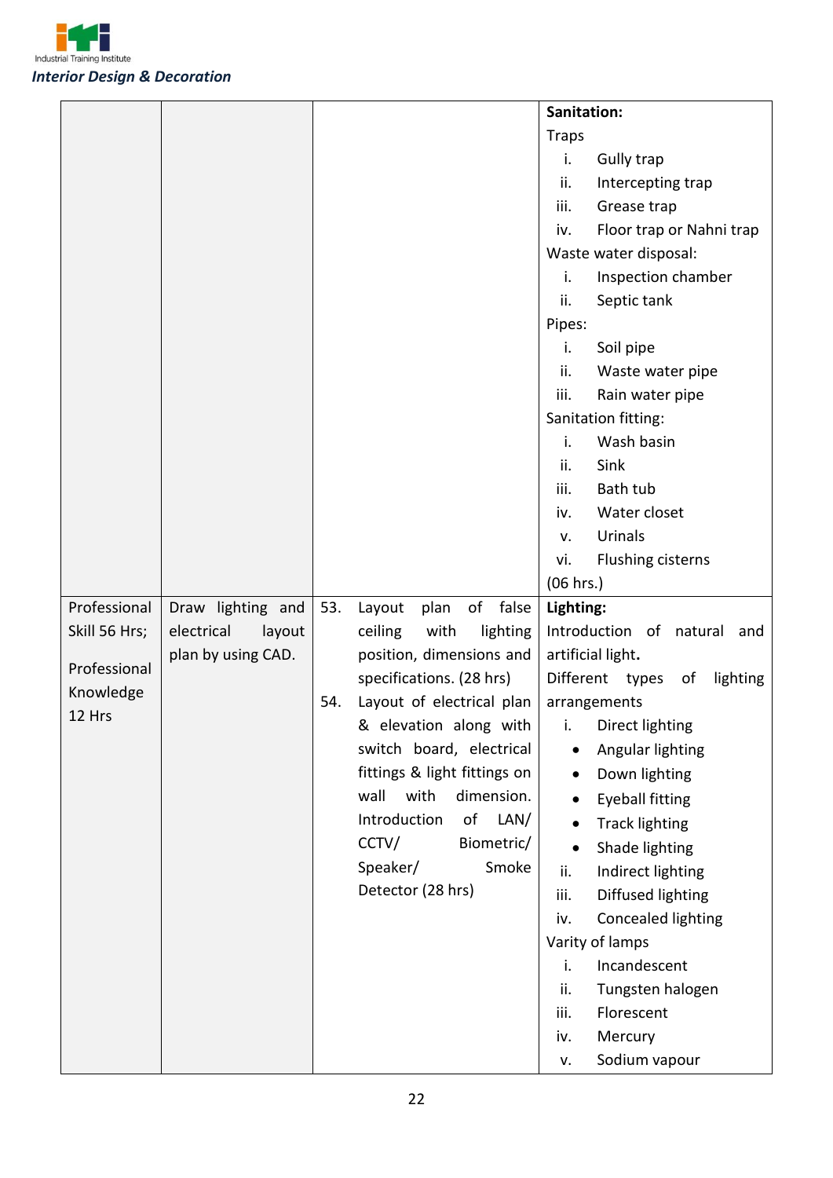| | | | |
|---|---|---|---|
| | | | **Sanitation:**<br>Traps<br>i. Gully trap<br>ii. Intercepting trap<br>iii. Grease trap<br>iv. Floor trap or Nahni trap<br>Waste water disposal:<br>i. Inspection chamber<br>ii. Septic tank<br>Pipes:<br>i. Soil pipe<br>ii. Waste water pipe<br>iii. Rain water pipe<br>Sanitation fitting:<br>i. Wash basin<br>ii. Sink<br>iii. Bath tub<br>iv. Water closet<br>v. Urinals<br>vi. Flushing cisterns<br>(06 hrs.) |
| Professional Skill 56 Hrs;<br><br>Professional Knowledge 12 Hrs | Draw lighting and electrical layout plan by using CAD. | 53. Layout plan of false ceiling with lighting position, dimensions and specifications. (28 hrs)<br>54. Layout of electrical plan & elevation along with switch board, electrical fittings & light fittings on wall with dimension. Introduction of LAN/ CCTV/ Biometric/ Speaker/ Smoke Detector (28 hrs) | **Lighting:**<br>Introduction of natural and artificial light.<br>Different types of lighting arrangements<br>i. Direct lighting<br>• Angular lighting<br>• Down lighting<br>• Eyeball fitting<br>• Track lighting<br>• Shade lighting<br>ii. Indirect lighting<br>iii. Diffused lighting<br>iv. Concealed lighting<br>Varity of lamps<br>i. Incandescent<br>ii. Tungsten halogen<br>iii. Florescent<br>iv. Mercury<br>v. Sodium vapour |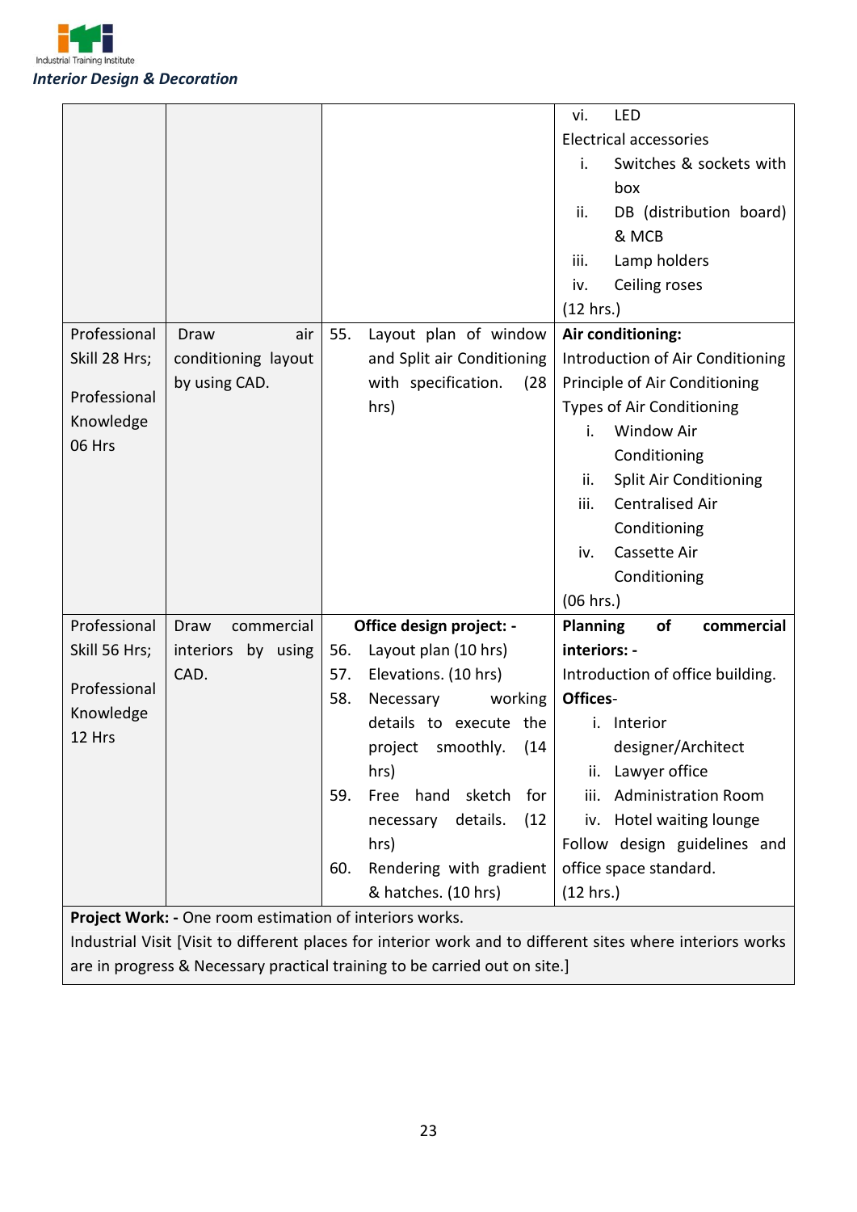| | | | vi. LED<br>Electrical accessories<br>i. Switches & sockets with box<br>ii. DB (distribution board) & MCB<br>iii. Lamp holders<br>iv. Ceiling roses<br>(12 hrs.) |
|---|---|---|---|
| Professional Skill 28 Hrs;<br><br>Professional Knowledge 06 Hrs | Draw air conditioning layout by using CAD. | 55. Layout plan of window and Split air Conditioning with specification. (28 hrs) | **Air conditioning:**<br>Introduction of Air Conditioning<br>Principle of Air Conditioning<br>Types of Air Conditioning<br>i. Window Air Conditioning<br>ii. Split Air Conditioning<br>iii. Centralised Air Conditioning<br>iv. Cassette Air Conditioning<br>(06 hrs.) |
| Professional Skill 56 Hrs;<br><br>Professional Knowledge 12 Hrs | Draw commercial interiors by using CAD. | **Office design project: -**<br>56. Layout plan (10 hrs)<br>57. Elevations. (10 hrs)<br>58. Necessary working details to execute the project smoothly. (14 hrs)<br>59. Free hand sketch for necessary details. (12 hrs)<br>60. Rendering with gradient & hatches. (10 hrs) | **Planning of commercial interiors: -**<br>Introduction of office building.<br>**Offices**-<br>i. Interior designer/Architect<br>ii. Lawyer office<br>iii. Administration Room<br>iv. Hotel waiting lounge<br>Follow design guidelines and office space standard.<br>(12 hrs.) |
| **Project Work: -** One room estimation of interiors works.<br>Industrial Visit [Visit to different places for interior work and to different sites where interiors works are in progress & Necessary practical training to be carried out on site.] | | | |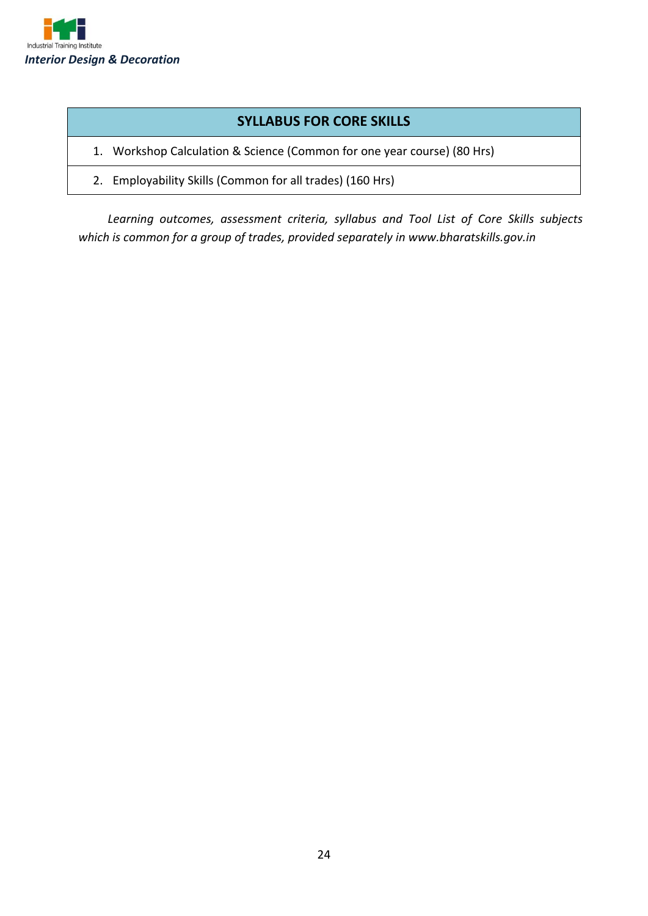| SYLLABUS FOR CORE SKILLS |
| --- |
| 1. Workshop Calculation & Science (Common for one year course) (80 Hrs) |
| 2. Employability Skills (Common for all trades) (160 Hrs) |

*Learning outcomes, assessment criteria, syllabus and Tool List of Core Skills subjects which is common for a group of trades, provided separately in www.bharatskills.gov.in*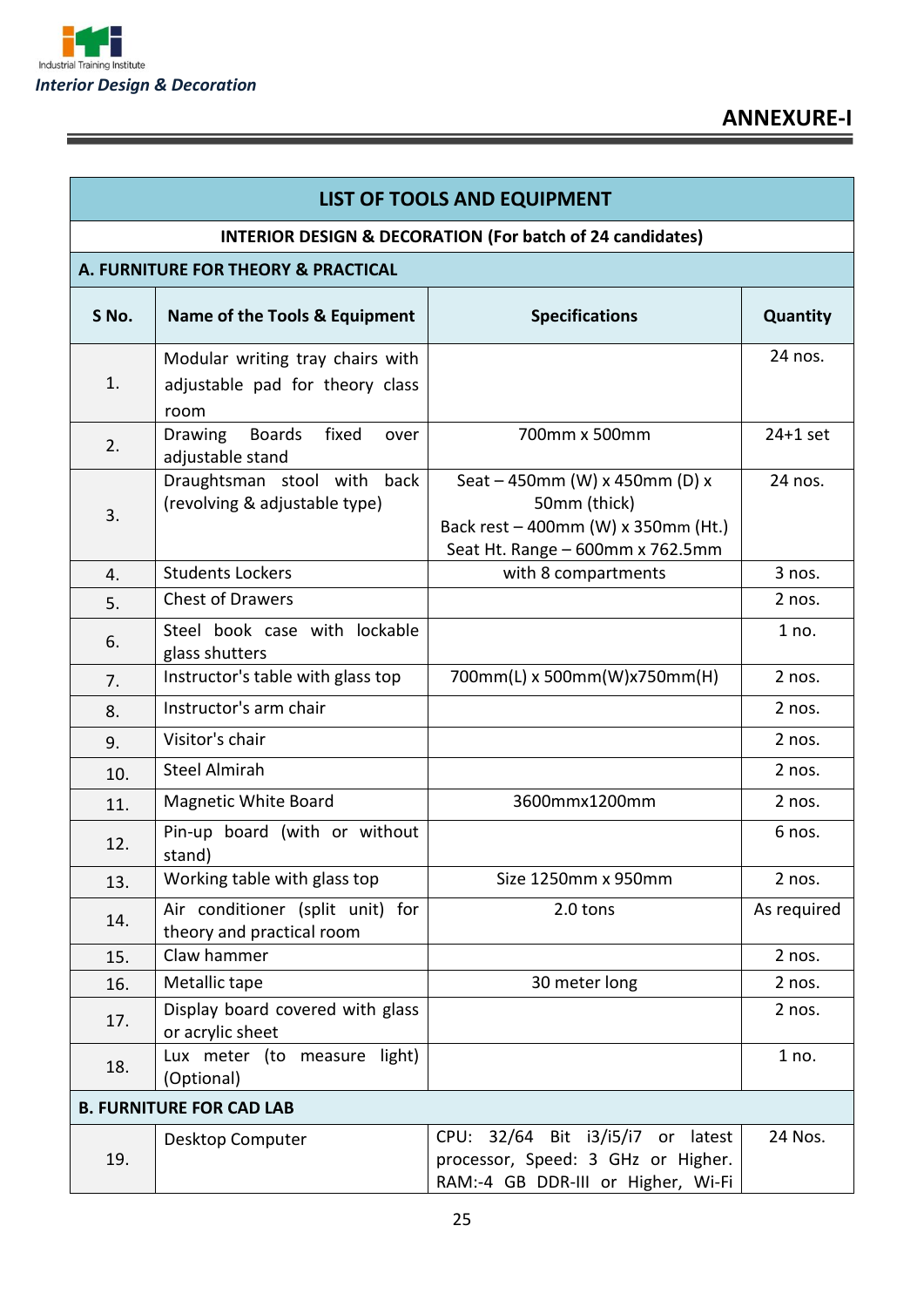## ANNEXURE-I

| LIST OF TOOLS AND EQUIPMENT | | | |
|---|---|---|---|
| **INTERIOR DESIGN & DECORATION (For batch of 24 candidates)** | | | |
| **A. FURNITURE FOR THEORY & PRACTICAL** | | | |
| **S No.** | **Name of the Tools & Equipment** | **Specifications** | **Quantity** |
| 1. | Modular writing tray chairs with adjustable pad for theory class room | | 24 nos. |
| 2. | Drawing Boards fixed over adjustable stand | 700mm x 500mm | 24+1 set |
| 3. | Draughtsman stool with back (revolving & adjustable type) | Seat – 450mm (W) x 450mm (D) x 50mm (thick)<br>Back rest – 400mm (W) x 350mm (Ht.)<br>Seat Ht. Range – 600mm x 762.5mm | 24 nos. |
| 4. | Students Lockers | with 8 compartments | 3 nos. |
| 5. | Chest of Drawers | | 2 nos. |
| 6. | Steel book case with lockable glass shutters | | 1 no. |
| 7. | Instructor's table with glass top | 700mm(L) x 500mm(W)x750mm(H) | 2 nos. |
| 8. | Instructor's arm chair | | 2 nos. |
| 9. | Visitor's chair | | 2 nos. |
| 10. | Steel Almirah | | 2 nos. |
| 11. | Magnetic White Board | 3600mmx1200mm | 2 nos. |
| 12. | Pin-up board (with or without stand) | | 6 nos. |
| 13. | Working table with glass top | Size 1250mm x 950mm | 2 nos. |
| 14. | Air conditioner (split unit) for theory and practical room | 2.0 tons | As required |
| 15. | Claw hammer | | 2 nos. |
| 16. | Metallic tape | 30 meter long | 2 nos. |
| 17. | Display board covered with glass or acrylic sheet | | 2 nos. |
| 18. | Lux meter (to measure light) (Optional) | | 1 no. |
| **B. FURNITURE FOR CAD LAB** | | | |
| 19. | Desktop Computer | CPU: 32/64 Bit i3/i5/i7 or latest processor, Speed: 3 GHz or Higher. RAM:-4 GB DDR-III or Higher, Wi-Fi | 24 Nos. |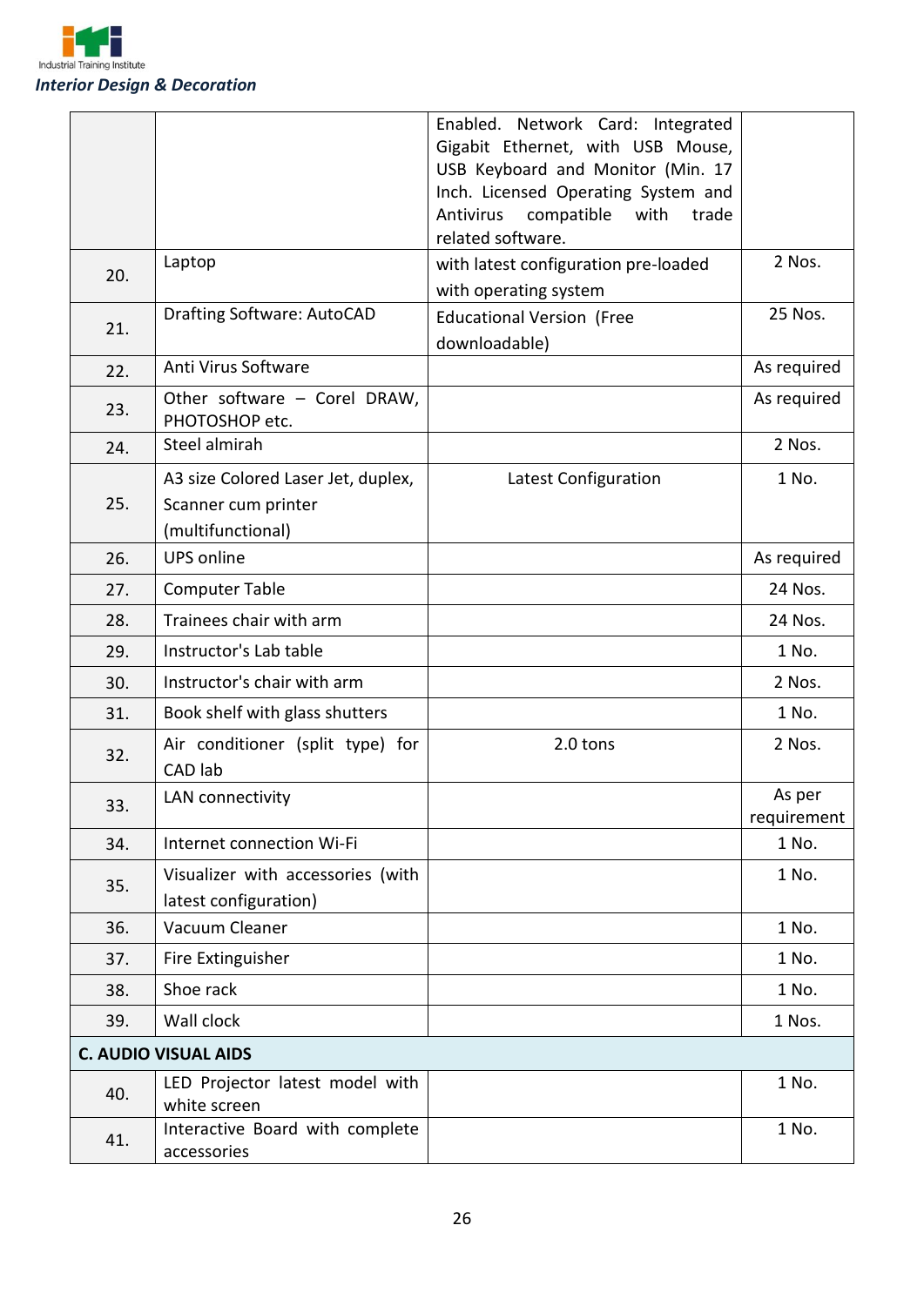| | | | |
|---|---|---|---|
| | | Enabled. Network Card: Integrated Gigabit Ethernet, with USB Mouse, USB Keyboard and Monitor (Min. 17 Inch. Licensed Operating System and Antivirus compatible with trade related software. | |
| 20. | Laptop | with latest configuration pre-loaded with operating system | 2 Nos. |
| 21. | Drafting Software: AutoCAD | Educational Version (Free downloadable) | 25 Nos. |
| 22. | Anti Virus Software | | As required |
| 23. | Other software – Corel DRAW, PHOTOSHOP etc. | | As required |
| 24. | Steel almirah | | 2 Nos. |
| 25. | A3 size Colored Laser Jet, duplex, Scanner cum printer (multifunctional) | Latest Configuration | 1 No. |
| 26. | UPS online | | As required |
| 27. | Computer Table | | 24 Nos. |
| 28. | Trainees chair with arm | | 24 Nos. |
| 29. | Instructor's Lab table | | 1 No. |
| 30. | Instructor's chair with arm | | 2 Nos. |
| 31. | Book shelf with glass shutters | | 1 No. |
| 32. | Air conditioner (split type) for CAD lab | 2.0 tons | 2 Nos. |
| 33. | LAN connectivity | | As per requirement |
| 34. | Internet connection Wi-Fi | | 1 No. |
| 35. | Visualizer with accessories (with latest configuration) | | 1 No. |
| 36. | Vacuum Cleaner | | 1 No. |
| 37. | Fire Extinguisher | | 1 No. |
| 38. | Shoe rack | | 1 No. |
| 39. | Wall clock | | 1 Nos. |
| **C. AUDIO VISUAL AIDS** | | | |
| 40. | LED Projector latest model with white screen | | 1 No. |
| 41. | Interactive Board with complete accessories | | 1 No. |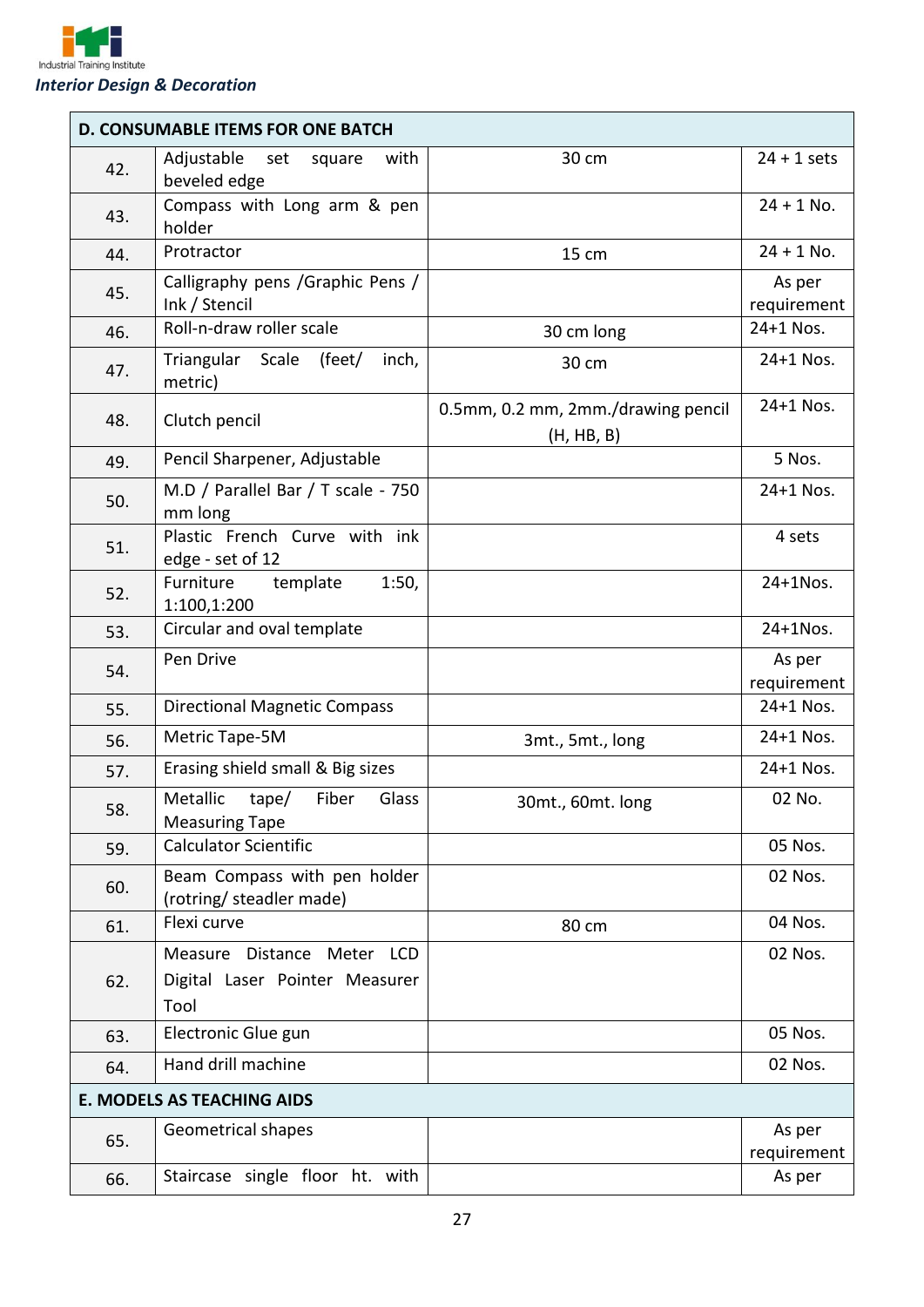| D. CONSUMABLE ITEMS FOR ONE BATCH | | | |
|---|---|---|---|
| 42. | Adjustable set square with beveled edge | 30 cm | 24 + 1 sets |
| 43. | Compass with Long arm & pen holder | | 24 + 1 No. |
| 44. | Protractor | 15 cm | 24 + 1 No. |
| 45. | Calligraphy pens /Graphic Pens / Ink / Stencil | | As per requirement |
| 46. | Roll-n-draw roller scale | 30 cm long | 24+1 Nos. |
| 47. | Triangular Scale (feet/ inch, metric) | 30 cm | 24+1 Nos. |
| 48. | Clutch pencil | 0.5mm, 0.2 mm, 2mm./drawing pencil (H, HB, B) | 24+1 Nos. |
| 49. | Pencil Sharpener, Adjustable | | 5 Nos. |
| 50. | M.D / Parallel Bar / T scale - 750 mm long | | 24+1 Nos. |
| 51. | Plastic French Curve with ink edge - set of 12 | | 4 sets |
| 52. | Furniture template 1:50, 1:100,1:200 | | 24+1Nos. |
| 53. | Circular and oval template | | 24+1Nos. |
| 54. | Pen Drive | | As per requirement |
| 55. | Directional Magnetic Compass | | 24+1 Nos. |
| 56. | Metric Tape-5M | 3mt., 5mt., long | 24+1 Nos. |
| 57. | Erasing shield small & Big sizes | | 24+1 Nos. |
| 58. | Metallic tape/ Fiber Glass Measuring Tape | 30mt., 60mt. long | 02 No. |
| 59. | Calculator Scientific | | 05 Nos. |
| 60. | Beam Compass with pen holder (rotring/ steadler made) | | 02 Nos. |
| 61. | Flexi curve | 80 cm | 04 Nos. |
| 62. | Measure Distance Meter LCD Digital Laser Pointer Measurer Tool | | 02 Nos. |
| 63. | Electronic Glue gun | | 05 Nos. |
| 64. | Hand drill machine | | 02 Nos. |
| **E. MODELS AS TEACHING AIDS** | | | |
| 65. | Geometrical shapes | | As per requirement |
| 66. | Staircase single floor ht. with | | As per |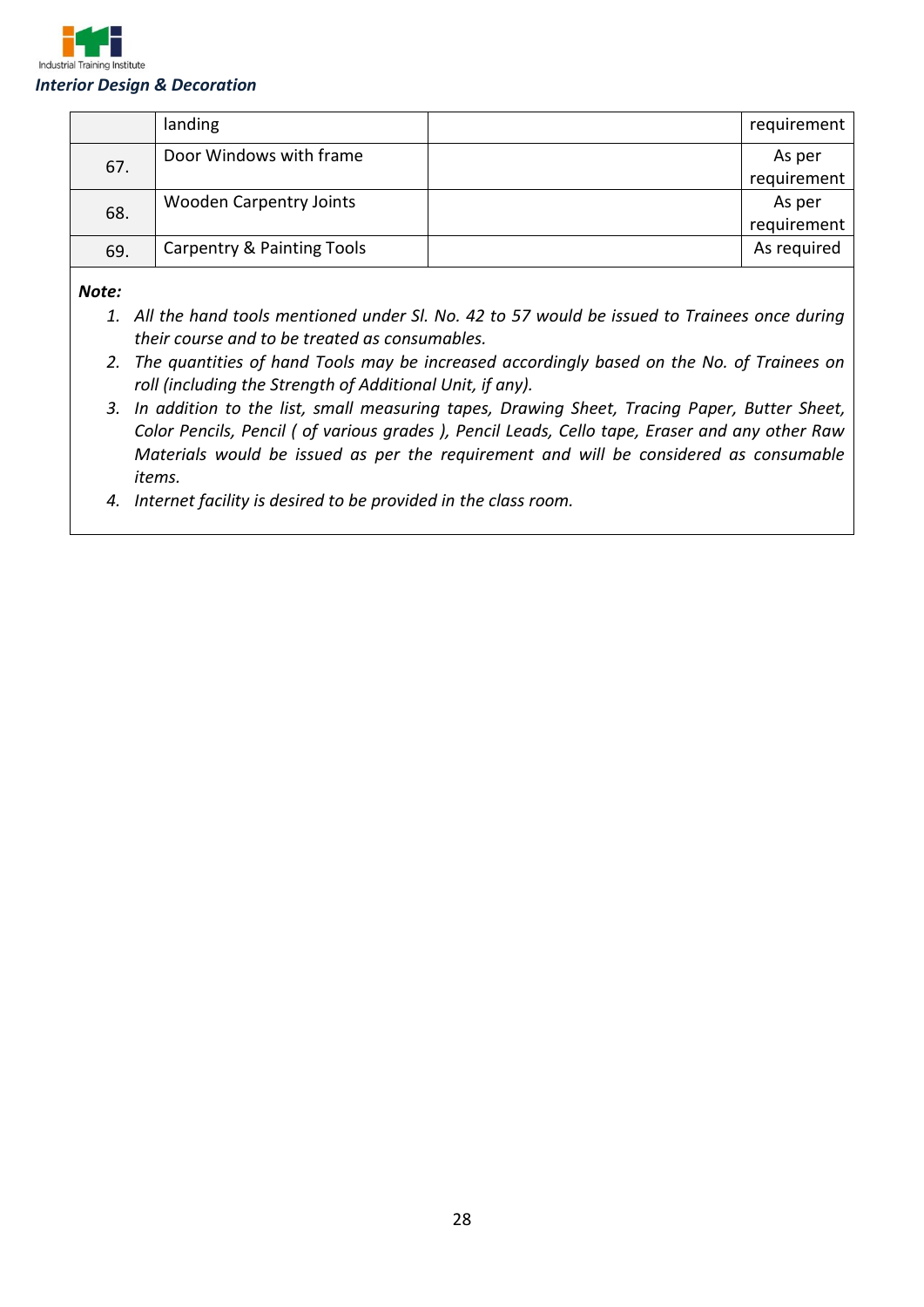| | | | |
|---|---|---|---|
| | landing | | requirement |
| 67. | Door Windows with frame | | As per requirement |
| 68. | Wooden Carpentry Joints | | As per requirement |
| 69. | Carpentry & Painting Tools | | As required |

***Note:***

1. *All the hand tools mentioned under Sl. No. 42 to 57 would be issued to Trainees once during their course and to be treated as consumables.*
2. *The quantities of hand Tools may be increased accordingly based on the No. of Trainees on roll (including the Strength of Additional Unit, if any).*
3. *In addition to the list, small measuring tapes, Drawing Sheet, Tracing Paper, Butter Sheet, Color Pencils, Pencil ( of various grades ), Pencil Leads, Cello tape, Eraser and any other Raw Materials would be issued as per the requirement and will be considered as consumable items.*
4. *Internet facility is desired to be provided in the class room.*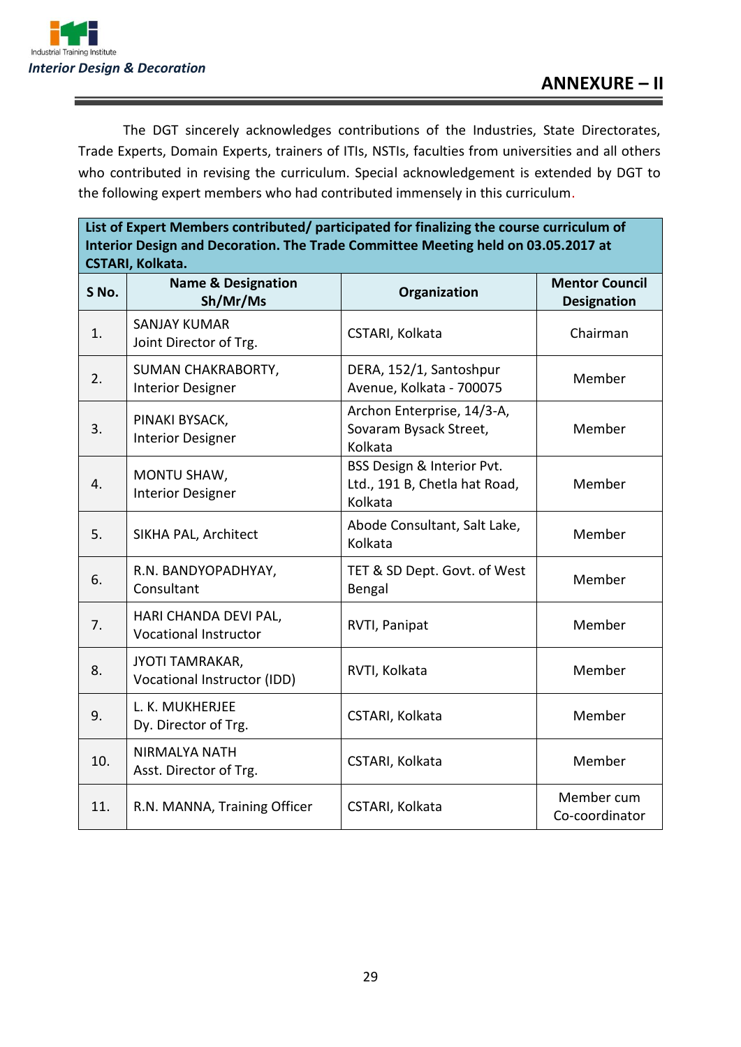## ANNEXURE – II

The DGT sincerely acknowledges contributions of the Industries, State Directorates, Trade Experts, Domain Experts, trainers of ITIs, NSTIs, faculties from universities and all others who contributed in revising the curriculum. Special acknowledgement is extended by DGT to the following expert members who had contributed immensely in this curriculum.

**List of Expert Members contributed/ participated for finalizing the course curriculum of Interior Design and Decoration. The Trade Committee Meeting held on 03.05.2017 at CSTARI, Kolkata.**

| S No. | Name & Designation Sh/Mr/Ms | Organization | Mentor Council Designation |
|---|---|---|---|
| 1. | SANJAY KUMAR Joint Director of Trg. | CSTARI, Kolkata | Chairman |
| 2. | SUMAN CHAKRABORTY, Interior Designer | DERA, 152/1, Santoshpur Avenue, Kolkata - 700075 | Member |
| 3. | PINAKI BYSACK, Interior Designer | Archon Enterprise, 14/3-A, Sovaram Bysack Street, Kolkata | Member |
| 4. | MONTU SHAW, Interior Designer | BSS Design & Interior Pvt. Ltd., 191 B, Chetla hat Road, Kolkata | Member |
| 5. | SIKHA PAL, Architect | Abode Consultant, Salt Lake, Kolkata | Member |
| 6. | R.N. BANDYOPADHYAY, Consultant | TET & SD Dept. Govt. of West Bengal | Member |
| 7. | HARI CHANDA DEVI PAL, Vocational Instructor | RVTI, Panipat | Member |
| 8. | JYOTI TAMRAKAR, Vocational Instructor (IDD) | RVTI, Kolkata | Member |
| 9. | L. K. MUKHERJEE Dy. Director of Trg. | CSTARI, Kolkata | Member |
| 10. | NIRMALYA NATH Asst. Director of Trg. | CSTARI, Kolkata | Member |
| 11. | R.N. MANNA, Training Officer | CSTARI, Kolkata | Member cum Co-coordinator |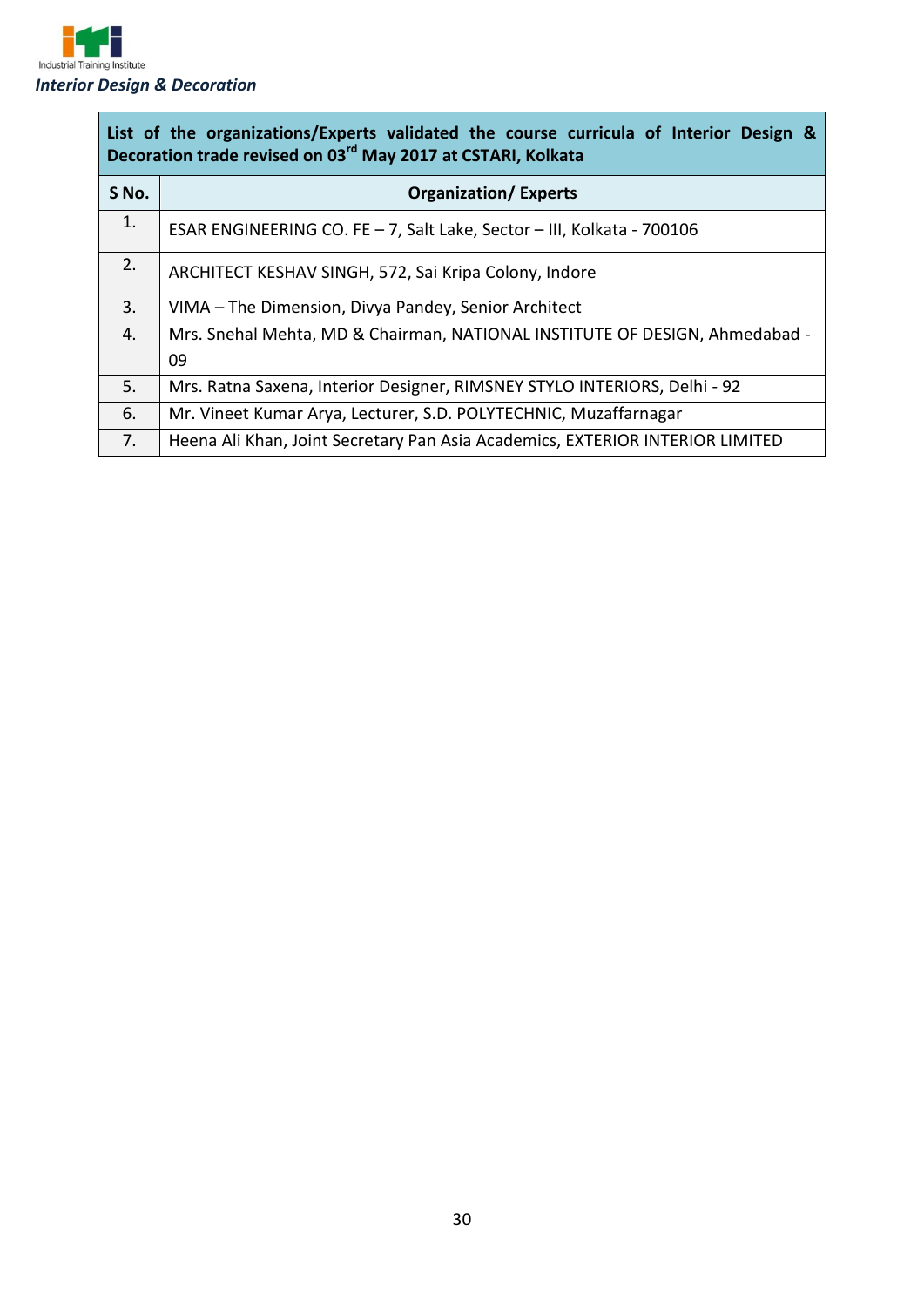| List of the organizations/Experts validated the course curricula of Interior Design & Decoration trade revised on 03rd May 2017 at CSTARI, Kolkata | |
|---|---|
| **S No.** | **Organization/ Experts** |
| 1. | ESAR ENGINEERING CO. FE – 7, Salt Lake, Sector – III, Kolkata - 700106 |
| 2. | ARCHITECT KESHAV SINGH, 572, Sai Kripa Colony, Indore |
| 3. | VIMA – The Dimension, Divya Pandey, Senior Architect |
| 4. | Mrs. Snehal Mehta, MD & Chairman, NATIONAL INSTITUTE OF DESIGN, Ahmedabad - 09 |
| 5. | Mrs. Ratna Saxena, Interior Designer, RIMSNEY STYLO INTERIORS, Delhi - 92 |
| 6. | Mr. Vineet Kumar Arya, Lecturer, S.D. POLYTECHNIC, Muzaffarnagar |
| 7. | Heena Ali Khan, Joint Secretary Pan Asia Academics, EXTERIOR INTERIOR LIMITED |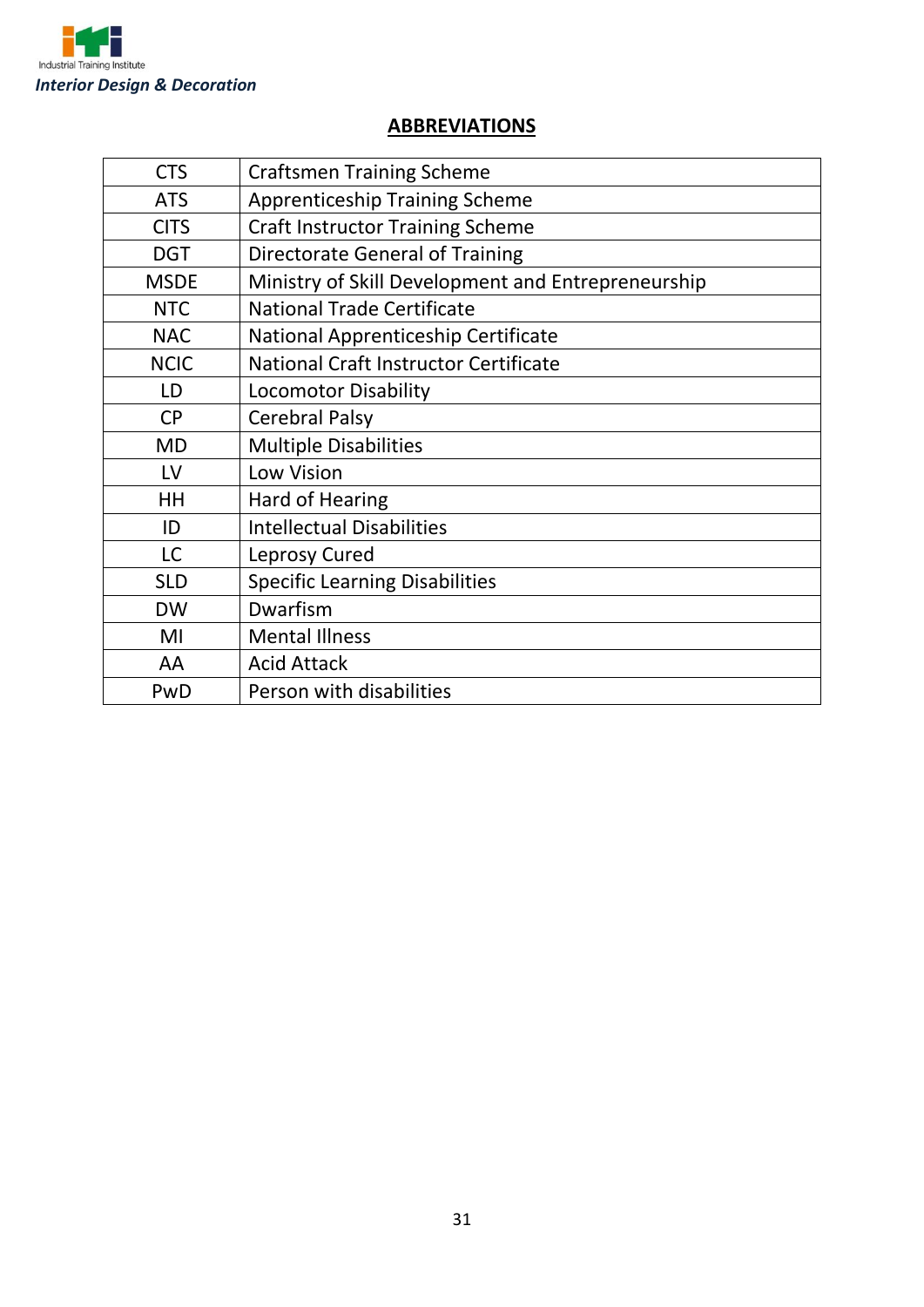## ABBREVIATIONS

| | |
|---|---|
| CTS | Craftsmen Training Scheme |
| ATS | Apprenticeship Training Scheme |
| CITS | Craft Instructor Training Scheme |
| DGT | Directorate General of Training |
| MSDE | Ministry of Skill Development and Entrepreneurship |
| NTC | National Trade Certificate |
| NAC | National Apprenticeship Certificate |
| NCIC | National Craft Instructor Certificate |
| LD | Locomotor Disability |
| CP | Cerebral Palsy |
| MD | Multiple Disabilities |
| LV | Low Vision |
| HH | Hard of Hearing |
| ID | Intellectual Disabilities |
| LC | Leprosy Cured |
| SLD | Specific Learning Disabilities |
| DW | Dwarfism |
| MI | Mental Illness |
| AA | Acid Attack |
| PwD | Person with disabilities |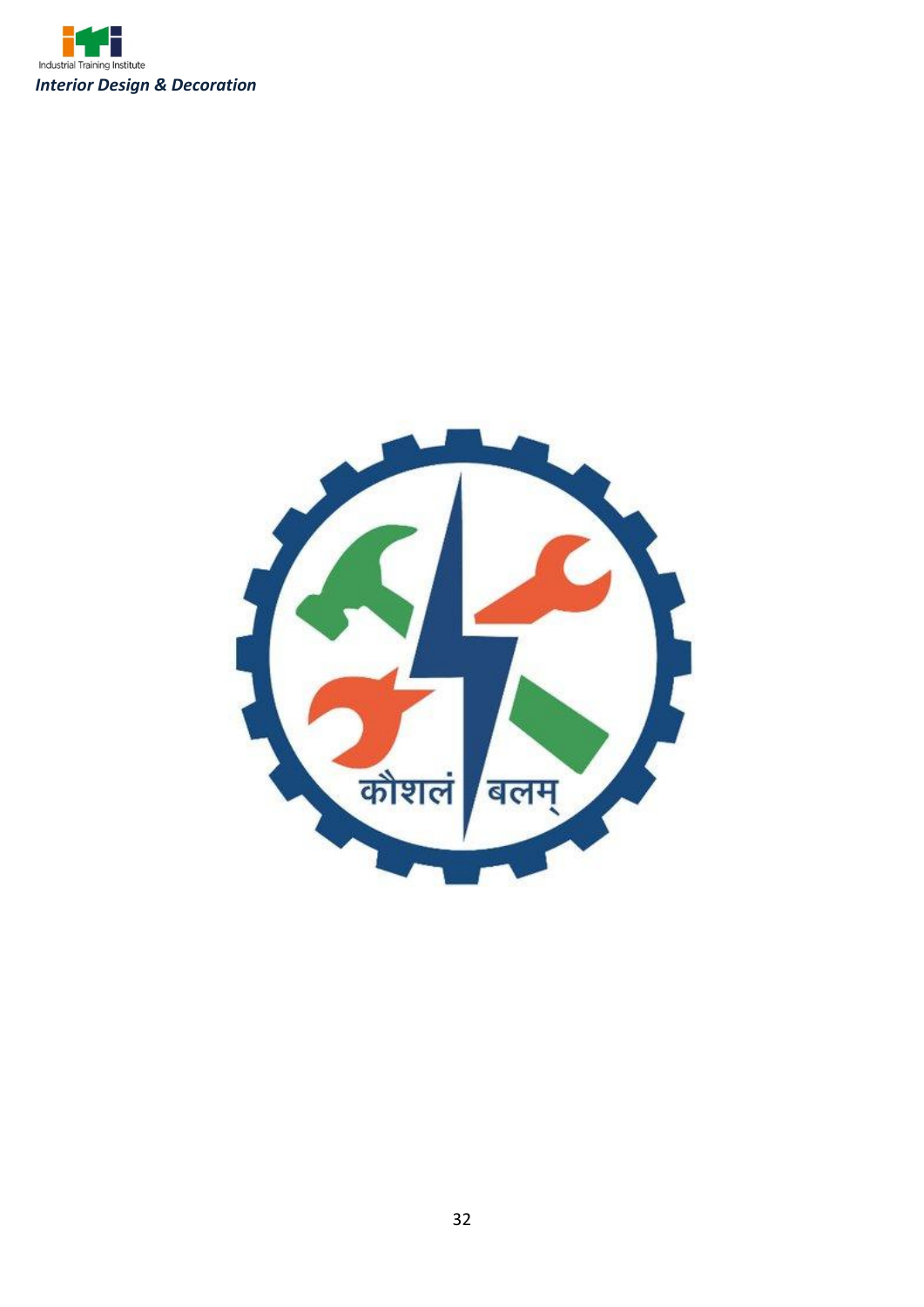कौशलं बलम्